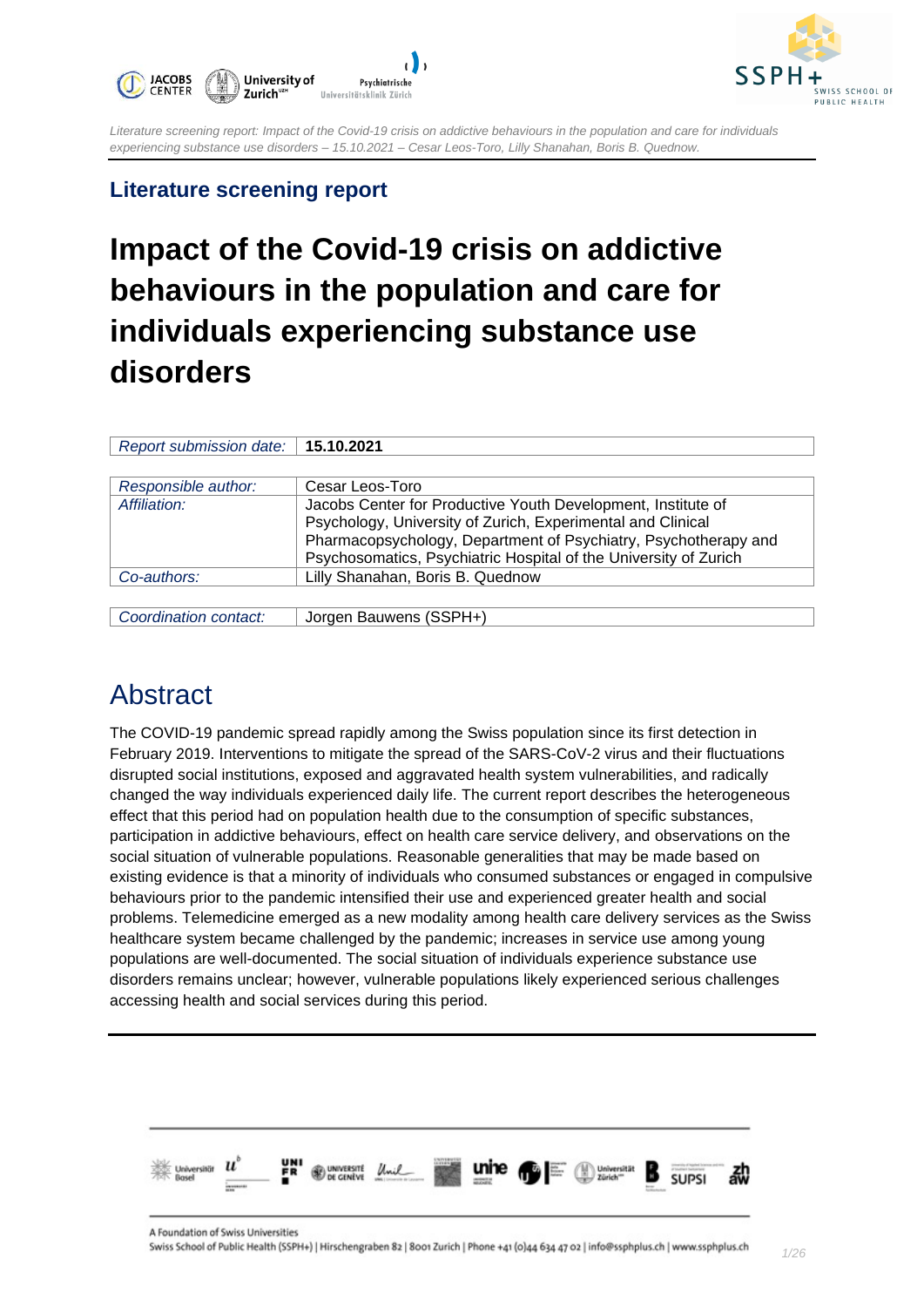## Literature screening report

# Impact of the Covid-19 crisis on addictive behaviours in the population and care for individuals experiencing substance use disorders

| *Report submission date:* | **15.10.2021** |
|---|---|

| *Responsible author:* | Cesar Leos-Toro |
|---|---|
| *Affiliation:* | Jacobs Center for Productive Youth Development, Institute of Psychology, University of Zurich, Experimental and Clinical Pharmacopsychology, Department of Psychiatry, Psychotherapy and Psychosomatics, Psychiatric Hospital of the University of Zurich |
| *Co-authors:* | Lilly Shanahan, Boris B. Quednow |

| *Coordination contact:* | Jorgen Bauwens (SSPH+) |
|---|---|

## Abstract

The COVID-19 pandemic spread rapidly among the Swiss population since its first detection in February 2019. Interventions to mitigate the spread of the SARS-CoV-2 virus and their fluctuations disrupted social institutions, exposed and aggravated health system vulnerabilities, and radically changed the way individuals experienced daily life. The current report describes the heterogeneous effect that this period had on population health due to the consumption of specific substances, participation in addictive behaviours, effect on health care service delivery, and observations on the social situation of vulnerable populations. Reasonable generalities that may be made based on existing evidence is that a minority of individuals who consumed substances or engaged in compulsive behaviours prior to the pandemic intensified their use and experienced greater health and social problems. Telemedicine emerged as a new modality among health care delivery services as the Swiss healthcare system became challenged by the pandemic; increases in service use among young populations are well-documented. The social situation of individuals experience substance use disorders remains unclear; however, vulnerable populations likely experienced serious challenges accessing health and social services during this period.

A Foundation of Swiss Universities
Swiss School of Public Health (SSPH+) | Hirschengraben 82 | 8001 Zurich | Phone +41 (0)44 634 47 02 | info@ssphplus.ch | www.ssphplus.ch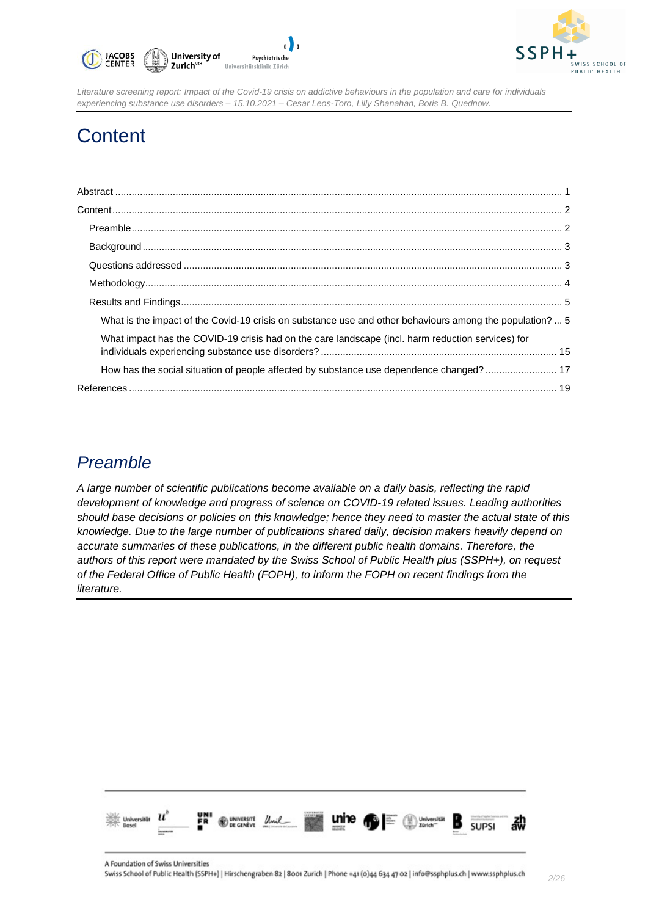# Content

Abstract ........................................................................................................................................................ 1

Content........................................................................................................................................................ 2

- Preamble ................................................................................................................................................. 2
- Background ............................................................................................................................................ 3
- Questions addressed ............................................................................................................................. 3
- Methodology .......................................................................................................................................... 4
- Results and Findings .............................................................................................................................. 5
  - What is the impact of the Covid-19 crisis on substance use and other behaviours among the population? ... 5
  - What impact has the COVID-19 crisis had on the care landscape (incl. harm reduction services) for individuals experiencing substance use disorders? ..................................................................................... 15
  - How has the social situation of people affected by substance use dependence changed? .......................... 17

References .................................................................................................................................................. 19

## *Preamble*

*A large number of scientific publications become available on a daily basis, reflecting the rapid development of knowledge and progress of science on COVID-19 related issues. Leading authorities should base decisions or policies on this knowledge; hence they need to master the actual state of this knowledge. Due to the large number of publications shared daily, decision makers heavily depend on accurate summaries of these publications, in the different public health domains. Therefore, the authors of this report were mandated by the Swiss School of Public Health plus (SSPH+), on request of the Federal Office of Public Health (FOPH), to inform the FOPH on recent findings from the literature.*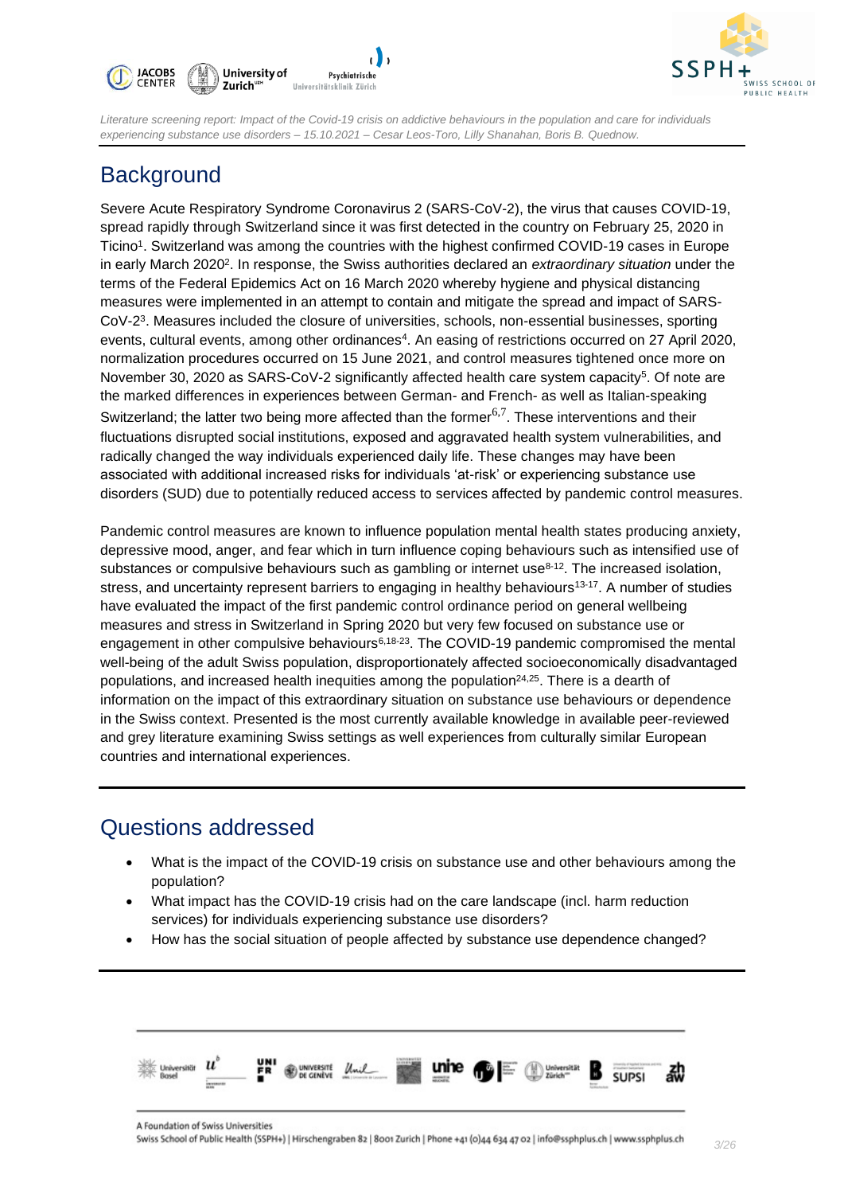# Background

Severe Acute Respiratory Syndrome Coronavirus 2 (SARS-CoV-2), the virus that causes COVID-19, spread rapidly through Switzerland since it was first detected in the country on February 25, 2020 in Ticino[1]. Switzerland was among the countries with the highest confirmed COVID-19 cases in Europe in early March 2020[2]. In response, the Swiss authorities declared an *extraordinary situation* under the terms of the Federal Epidemics Act on 16 March 2020 whereby hygiene and physical distancing measures were implemented in an attempt to contain and mitigate the spread and impact of SARS-CoV-2[3]. Measures included the closure of universities, schools, non-essential businesses, sporting events, cultural events, among other ordinances[4]. An easing of restrictions occurred on 27 April 2020, normalization procedures occurred on 15 June 2021, and control measures tightened once more on November 30, 2020 as SARS-CoV-2 significantly affected health care system capacity[5]. Of note are the marked differences in experiences between German- and French- as well as Italian-speaking Switzerland; the latter two being more affected than the former[6,7]. These interventions and their fluctuations disrupted social institutions, exposed and aggravated health system vulnerabilities, and radically changed the way individuals experienced daily life. These changes may have been associated with additional increased risks for individuals 'at-risk' or experiencing substance use disorders (SUD) due to potentially reduced access to services affected by pandemic control measures.

Pandemic control measures are known to influence population mental health states producing anxiety, depressive mood, anger, and fear which in turn influence coping behaviours such as intensified use of substances or compulsive behaviours such as gambling or internet use[8-12]. The increased isolation, stress, and uncertainty represent barriers to engaging in healthy behaviours[13-17]. A number of studies have evaluated the impact of the first pandemic control ordinance period on general wellbeing measures and stress in Switzerland in Spring 2020 but very few focused on substance use or engagement in other compulsive behaviours[6,18-23]. The COVID-19 pandemic compromised the mental well-being of the adult Swiss population, disproportionately affected socioeconomically disadvantaged populations, and increased health inequities among the population[24,25]. There is a dearth of information on the impact of this extraordinary situation on substance use behaviours or dependence in the Swiss context. Presented is the most currently available knowledge in available peer-reviewed and grey literature examining Swiss settings as well experiences from culturally similar European countries and international experiences.

# Questions addressed

- What is the impact of the COVID-19 crisis on substance use and other behaviours among the population?
- What impact has the COVID-19 crisis had on the care landscape (incl. harm reduction services) for individuals experiencing substance use disorders?
- How has the social situation of people affected by substance use dependence changed?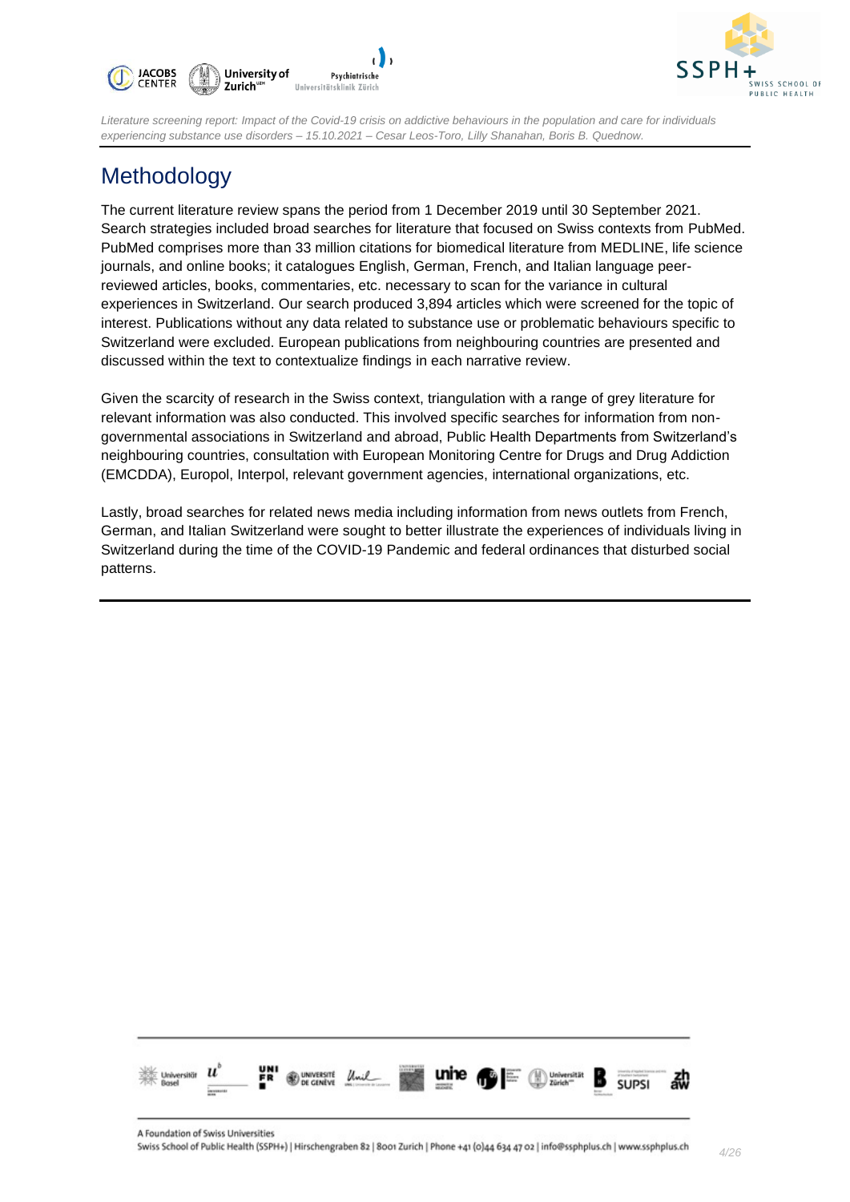# Methodology

The current literature review spans the period from 1 December 2019 until 30 September 2021. Search strategies included broad searches for literature that focused on Swiss contexts from PubMed. PubMed comprises more than 33 million citations for biomedical literature from MEDLINE, life science journals, and online books; it catalogues English, German, French, and Italian language peer-reviewed articles, books, commentaries, etc. necessary to scan for the variance in cultural experiences in Switzerland. Our search produced 3,894 articles which were screened for the topic of interest. Publications without any data related to substance use or problematic behaviours specific to Switzerland were excluded. European publications from neighbouring countries are presented and discussed within the text to contextualize findings in each narrative review.

Given the scarcity of research in the Swiss context, triangulation with a range of grey literature for relevant information was also conducted. This involved specific searches for information from non-governmental associations in Switzerland and abroad, Public Health Departments from Switzerland's neighbouring countries, consultation with European Monitoring Centre for Drugs and Drug Addiction (EMCDDA), Europol, Interpol, relevant government agencies, international organizations, etc.

Lastly, broad searches for related news media including information from news outlets from French, German, and Italian Switzerland were sought to better illustrate the experiences of individuals living in Switzerland during the time of the COVID-19 Pandemic and federal ordinances that disturbed social patterns.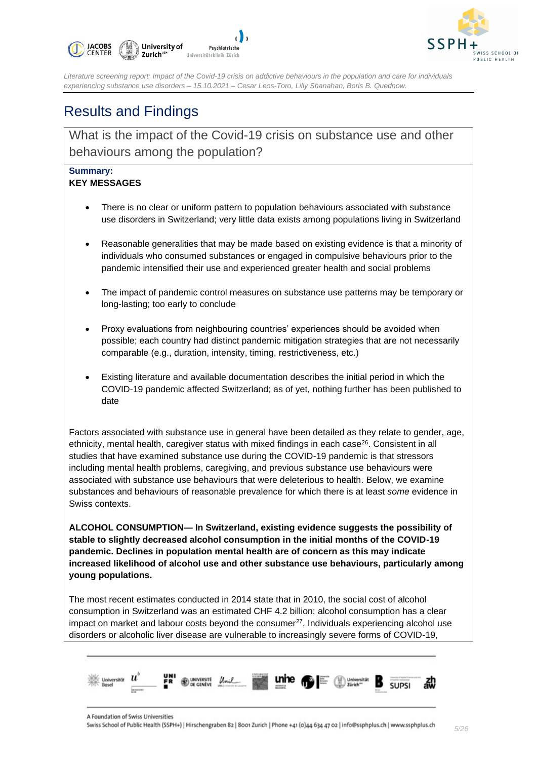# Results and Findings

## What is the impact of the Covid-19 crisis on substance use and other behaviours among the population?

**Summary:**

**KEY MESSAGES**

- There is no clear or uniform pattern to population behaviours associated with substance use disorders in Switzerland; very little data exists among populations living in Switzerland
- Reasonable generalities that may be made based on existing evidence is that a minority of individuals who consumed substances or engaged in compulsive behaviours prior to the pandemic intensified their use and experienced greater health and social problems
- The impact of pandemic control measures on substance use patterns may be temporary or long-lasting; too early to conclude
- Proxy evaluations from neighbouring countries' experiences should be avoided when possible; each country had distinct pandemic mitigation strategies that are not necessarily comparable (e.g., duration, intensity, timing, restrictiveness, etc.)
- Existing literature and available documentation describes the initial period in which the COVID-19 pandemic affected Switzerland; as of yet, nothing further has been published to date

Factors associated with substance use in general have been detailed as they relate to gender, age, ethnicity, mental health, caregiver status with mixed findings in each case[26]. Consistent in all studies that have examined substance use during the COVID-19 pandemic is that stressors including mental health problems, caregiving, and previous substance use behaviours were associated with substance use behaviours that were deleterious to health. Below, we examine substances and behaviours of reasonable prevalence for which there is at least *some* evidence in Swiss contexts.

**ALCOHOL CONSUMPTION— In Switzerland, existing evidence suggests the possibility of stable to slightly decreased alcohol consumption in the initial months of the COVID-19 pandemic. Declines in population mental health are of concern as this may indicate increased likelihood of alcohol use and other substance use behaviours, particularly among young populations.**

The most recent estimates conducted in 2014 state that in 2010, the social cost of alcohol consumption in Switzerland was an estimated CHF 4.2 billion; alcohol consumption has a clear impact on market and labour costs beyond the consumer[27]. Individuals experiencing alcohol use disorders or alcoholic liver disease are vulnerable to increasingly severe forms of COVID-19,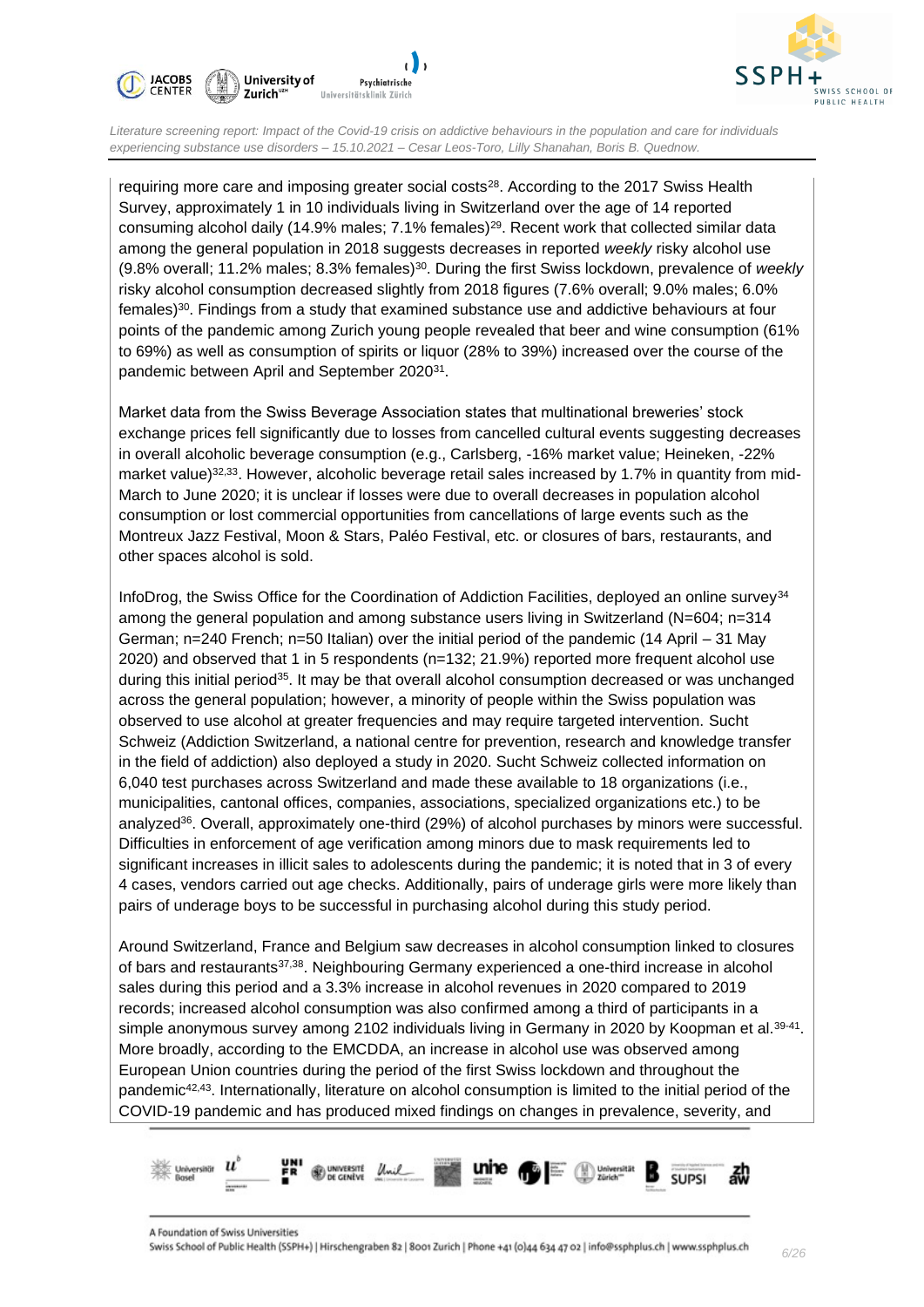requiring more care and imposing greater social costs[28]. According to the 2017 Swiss Health Survey, approximately 1 in 10 individuals living in Switzerland over the age of 14 reported consuming alcohol daily (14.9% males; 7.1% females)[29]. Recent work that collected similar data among the general population in 2018 suggests decreases in reported *weekly* risky alcohol use (9.8% overall; 11.2% males; 8.3% females)[30]. During the first Swiss lockdown, prevalence of *weekly* risky alcohol consumption decreased slightly from 2018 figures (7.6% overall; 9.0% males; 6.0% females)[30]. Findings from a study that examined substance use and addictive behaviours at four points of the pandemic among Zurich young people revealed that beer and wine consumption (61% to 69%) as well as consumption of spirits or liquor (28% to 39%) increased over the course of the pandemic between April and September 2020[31].

Market data from the Swiss Beverage Association states that multinational breweries' stock exchange prices fell significantly due to losses from cancelled cultural events suggesting decreases in overall alcoholic beverage consumption (e.g., Carlsberg, -16% market value; Heineken, -22% market value)[32,33]. However, alcoholic beverage retail sales increased by 1.7% in quantity from mid-March to June 2020; it is unclear if losses were due to overall decreases in population alcohol consumption or lost commercial opportunities from cancellations of large events such as the Montreux Jazz Festival, Moon & Stars, Paléo Festival, etc. or closures of bars, restaurants, and other spaces alcohol is sold.

InfoDrog, the Swiss Office for the Coordination of Addiction Facilities, deployed an online survey[34] among the general population and among substance users living in Switzerland (N=604; n=314 German; n=240 French; n=50 Italian) over the initial period of the pandemic (14 April – 31 May 2020) and observed that 1 in 5 respondents (n=132; 21.9%) reported more frequent alcohol use during this initial period[35]. It may be that overall alcohol consumption decreased or was unchanged across the general population; however, a minority of people within the Swiss population was observed to use alcohol at greater frequencies and may require targeted intervention. Sucht Schweiz (Addiction Switzerland, a national centre for prevention, research and knowledge transfer in the field of addiction) also deployed a study in 2020. Sucht Schweiz collected information on 6,040 test purchases across Switzerland and made these available to 18 organizations (i.e., municipalities, cantonal offices, companies, associations, specialized organizations etc.) to be analyzed[36]. Overall, approximately one-third (29%) of alcohol purchases by minors were successful. Difficulties in enforcement of age verification among minors due to mask requirements led to significant increases in illicit sales to adolescents during the pandemic; it is noted that in 3 of every 4 cases, vendors carried out age checks. Additionally, pairs of underage girls were more likely than pairs of underage boys to be successful in purchasing alcohol during this study period.

Around Switzerland, France and Belgium saw decreases in alcohol consumption linked to closures of bars and restaurants[37,38]. Neighbouring Germany experienced a one-third increase in alcohol sales during this period and a 3.3% increase in alcohol revenues in 2020 compared to 2019 records; increased alcohol consumption was also confirmed among a third of participants in a simple anonymous survey among 2102 individuals living in Germany in 2020 by Koopman et al.[39-41]. More broadly, according to the EMCDDA, an increase in alcohol use was observed among European Union countries during the period of the first Swiss lockdown and throughout the pandemic[42,43]. Internationally, literature on alcohol consumption is limited to the initial period of the COVID-19 pandemic and has produced mixed findings on changes in prevalence, severity, and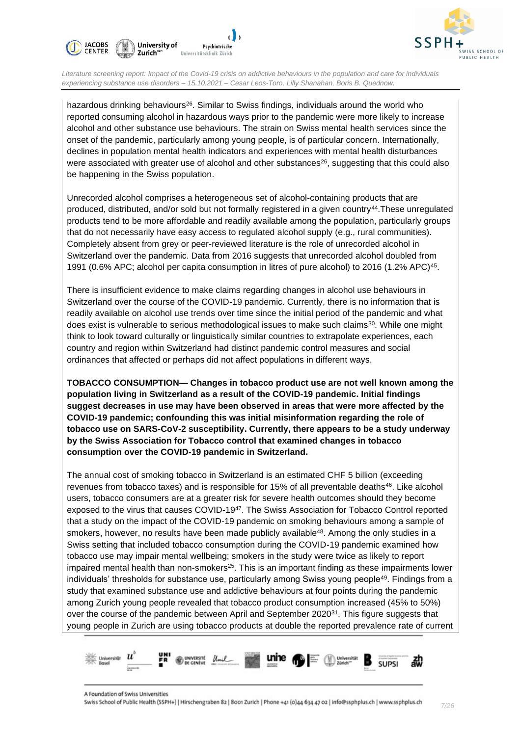hazardous drinking behaviours[26]. Similar to Swiss findings, individuals around the world who reported consuming alcohol in hazardous ways prior to the pandemic were more likely to increase alcohol and other substance use behaviours. The strain on Swiss mental health services since the onset of the pandemic, particularly among young people, is of particular concern. Internationally, declines in population mental health indicators and experiences with mental health disturbances were associated with greater use of alcohol and other substances[26], suggesting that this could also be happening in the Swiss population.

Unrecorded alcohol comprises a heterogeneous set of alcohol-containing products that are produced, distributed, and/or sold but not formally registered in a given country[44].These unregulated products tend to be more affordable and readily available among the population, particularly groups that do not necessarily have easy access to regulated alcohol supply (e.g., rural communities). Completely absent from grey or peer-reviewed literature is the role of unrecorded alcohol in Switzerland over the pandemic. Data from 2016 suggests that unrecorded alcohol doubled from 1991 (0.6% APC; alcohol per capita consumption in litres of pure alcohol) to 2016 (1.2% APC)[45].

There is insufficient evidence to make claims regarding changes in alcohol use behaviours in Switzerland over the course of the COVID-19 pandemic. Currently, there is no information that is readily available on alcohol use trends over time since the initial period of the pandemic and what does exist is vulnerable to serious methodological issues to make such claims[30]. While one might think to look toward culturally or linguistically similar countries to extrapolate experiences, each country and region within Switzerland had distinct pandemic control measures and social ordinances that affected or perhaps did not affect populations in different ways.

**TOBACCO CONSUMPTION— Changes in tobacco product use are not well known among the population living in Switzerland as a result of the COVID-19 pandemic. Initial findings suggest decreases in use may have been observed in areas that were more affected by the COVID-19 pandemic; confounding this was initial misinformation regarding the role of tobacco use on SARS-CoV-2 susceptibility. Currently, there appears to be a study underway by the Swiss Association for Tobacco control that examined changes in tobacco consumption over the COVID-19 pandemic in Switzerland.**

The annual cost of smoking tobacco in Switzerland is an estimated CHF 5 billion (exceeding revenues from tobacco taxes) and is responsible for 15% of all preventable deaths[46]. Like alcohol users, tobacco consumers are at a greater risk for severe health outcomes should they become exposed to the virus that causes COVID-19[47]. The Swiss Association for Tobacco Control reported that a study on the impact of the COVID-19 pandemic on smoking behaviours among a sample of smokers, however, no results have been made publicly available[48]. Among the only studies in a Swiss setting that included tobacco consumption during the COVID-19 pandemic examined how tobacco use may impair mental wellbeing; smokers in the study were twice as likely to report impaired mental health than non-smokers[25]. This is an important finding as these impairments lower individuals' thresholds for substance use, particularly among Swiss young people[49]. Findings from a study that examined substance use and addictive behaviours at four points during the pandemic among Zurich young people revealed that tobacco product consumption increased (45% to 50%) over the course of the pandemic between April and September 2020[31]. This figure suggests that young people in Zurich are using tobacco products at double the reported prevalence rate of current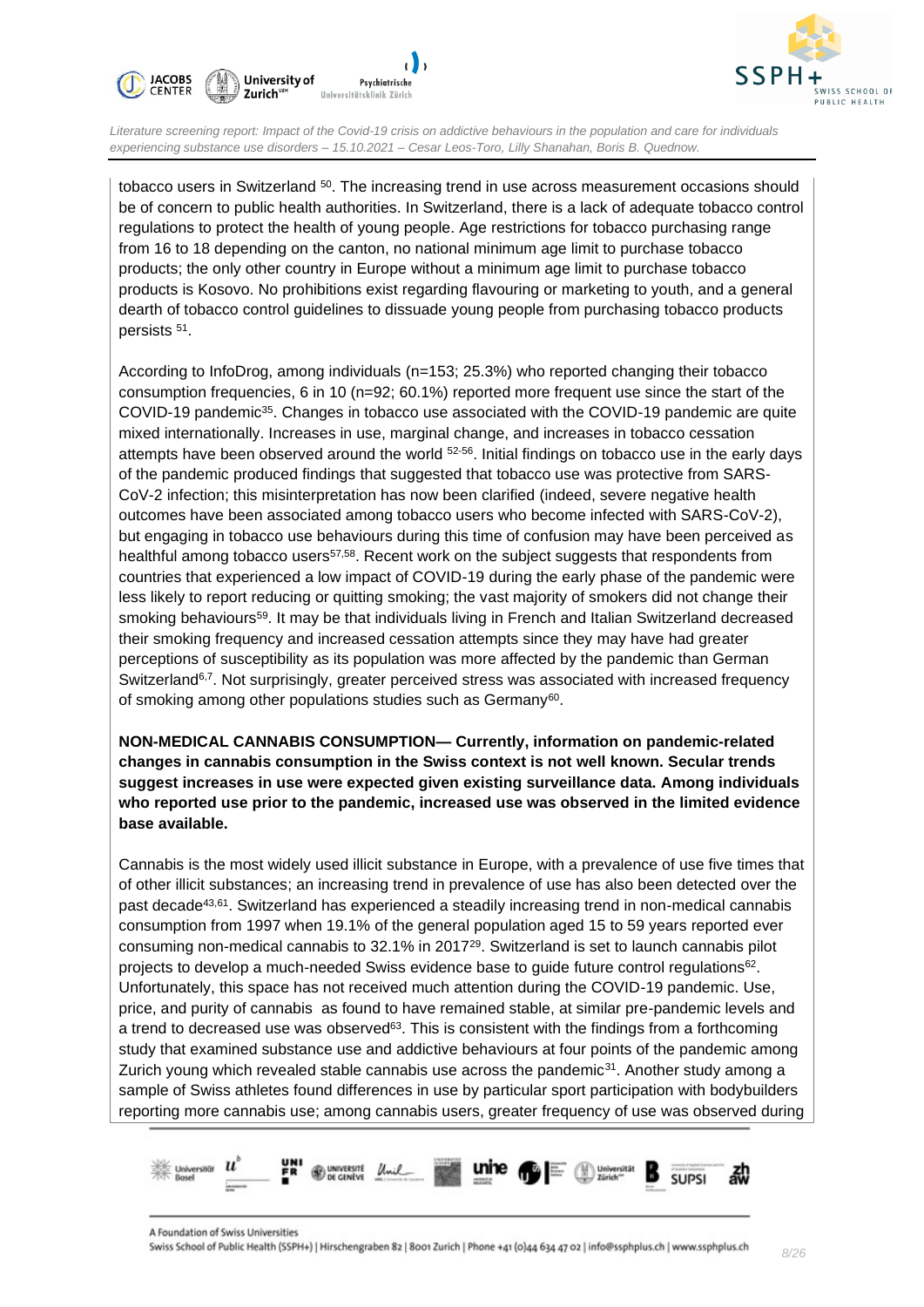tobacco users in Switzerland [50]. The increasing trend in use across measurement occasions should be of concern to public health authorities. In Switzerland, there is a lack of adequate tobacco control regulations to protect the health of young people. Age restrictions for tobacco purchasing range from 16 to 18 depending on the canton, no national minimum age limit to purchase tobacco products; the only other country in Europe without a minimum age limit to purchase tobacco products is Kosovo. No prohibitions exist regarding flavouring or marketing to youth, and a general dearth of tobacco control guidelines to dissuade young people from purchasing tobacco products persists [51].

According to InfoDrog, among individuals (n=153; 25.3%) who reported changing their tobacco consumption frequencies, 6 in 10 (n=92; 60.1%) reported more frequent use since the start of the COVID-19 pandemic[35]. Changes in tobacco use associated with the COVID-19 pandemic are quite mixed internationally. Increases in use, marginal change, and increases in tobacco cessation attempts have been observed around the world [52-56]. Initial findings on tobacco use in the early days of the pandemic produced findings that suggested that tobacco use was protective from SARS-CoV-2 infection; this misinterpretation has now been clarified (indeed, severe negative health outcomes have been associated among tobacco users who become infected with SARS-CoV-2), but engaging in tobacco use behaviours during this time of confusion may have been perceived as healthful among tobacco users[57,58]. Recent work on the subject suggests that respondents from countries that experienced a low impact of COVID-19 during the early phase of the pandemic were less likely to report reducing or quitting smoking; the vast majority of smokers did not change their smoking behaviours[59]. It may be that individuals living in French and Italian Switzerland decreased their smoking frequency and increased cessation attempts since they may have had greater perceptions of susceptibility as its population was more affected by the pandemic than German Switzerland[6,7]. Not surprisingly, greater perceived stress was associated with increased frequency of smoking among other populations studies such as Germany[60].

**NON-MEDICAL CANNABIS CONSUMPTION— Currently, information on pandemic-related changes in cannabis consumption in the Swiss context is not well known. Secular trends suggest increases in use were expected given existing surveillance data. Among individuals who reported use prior to the pandemic, increased use was observed in the limited evidence base available.**

Cannabis is the most widely used illicit substance in Europe, with a prevalence of use five times that of other illicit substances; an increasing trend in prevalence of use has also been detected over the past decade[43,61]. Switzerland has experienced a steadily increasing trend in non-medical cannabis consumption from 1997 when 19.1% of the general population aged 15 to 59 years reported ever consuming non-medical cannabis to 32.1% in 2017[29]. Switzerland is set to launch cannabis pilot projects to develop a much-needed Swiss evidence base to guide future control regulations[62]. Unfortunately, this space has not received much attention during the COVID-19 pandemic. Use, price, and purity of cannabis as found to have remained stable, at similar pre-pandemic levels and a trend to decreased use was observed[63]. This is consistent with the findings from a forthcoming study that examined substance use and addictive behaviours at four points of the pandemic among Zurich young which revealed stable cannabis use across the pandemic[31]. Another study among a sample of Swiss athletes found differences in use by particular sport participation with bodybuilders reporting more cannabis use; among cannabis users, greater frequency of use was observed during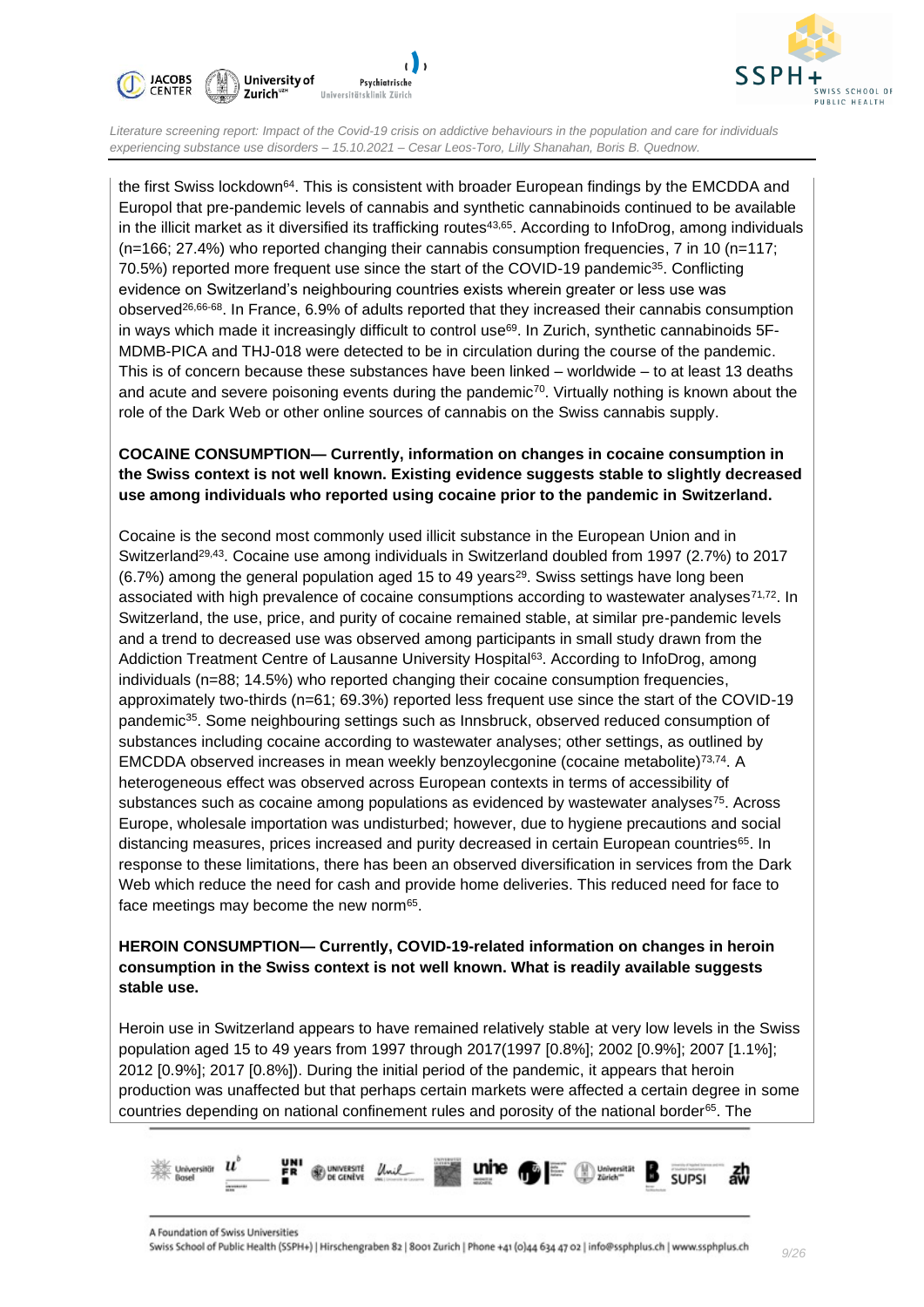the first Swiss lockdown[64]. This is consistent with broader European findings by the EMCDDA and Europol that pre-pandemic levels of cannabis and synthetic cannabinoids continued to be available in the illicit market as it diversified its trafficking routes[43,65]. According to InfoDrog, among individuals (n=166; 27.4%) who reported changing their cannabis consumption frequencies, 7 in 10 (n=117; 70.5%) reported more frequent use since the start of the COVID-19 pandemic[35]. Conflicting evidence on Switzerland's neighbouring countries exists wherein greater or less use was observed[26,66-68]. In France, 6.9% of adults reported that they increased their cannabis consumption in ways which made it increasingly difficult to control use[69]. In Zurich, synthetic cannabinoids 5F-MDMB-PICA and THJ-018 were detected to be in circulation during the course of the pandemic. This is of concern because these substances have been linked – worldwide – to at least 13 deaths and acute and severe poisoning events during the pandemic[70]. Virtually nothing is known about the role of the Dark Web or other online sources of cannabis on the Swiss cannabis supply.

**COCAINE CONSUMPTION— Currently, information on changes in cocaine consumption in the Swiss context is not well known. Existing evidence suggests stable to slightly decreased use among individuals who reported using cocaine prior to the pandemic in Switzerland.**

Cocaine is the second most commonly used illicit substance in the European Union and in Switzerland[29,43]. Cocaine use among individuals in Switzerland doubled from 1997 (2.7%) to 2017 (6.7%) among the general population aged 15 to 49 years[29]. Swiss settings have long been associated with high prevalence of cocaine consumptions according to wastewater analyses[71,72]. In Switzerland, the use, price, and purity of cocaine remained stable, at similar pre-pandemic levels and a trend to decreased use was observed among participants in small study drawn from the Addiction Treatment Centre of Lausanne University Hospital[63]. According to InfoDrog, among individuals (n=88; 14.5%) who reported changing their cocaine consumption frequencies, approximately two-thirds (n=61; 69.3%) reported less frequent use since the start of the COVID-19 pandemic[35]. Some neighbouring settings such as Innsbruck, observed reduced consumption of substances including cocaine according to wastewater analyses; other settings, as outlined by EMCDDA observed increases in mean weekly benzoylecgonine (cocaine metabolite)[73,74]. A heterogeneous effect was observed across European contexts in terms of accessibility of substances such as cocaine among populations as evidenced by wastewater analyses[75]. Across Europe, wholesale importation was undisturbed; however, due to hygiene precautions and social distancing measures, prices increased and purity decreased in certain European countries[65]. In response to these limitations, there has been an observed diversification in services from the Dark Web which reduce the need for cash and provide home deliveries. This reduced need for face to face meetings may become the new norm[65].

**HEROIN CONSUMPTION— Currently, COVID-19-related information on changes in heroin consumption in the Swiss context is not well known. What is readily available suggests stable use.**

Heroin use in Switzerland appears to have remained relatively stable at very low levels in the Swiss population aged 15 to 49 years from 1997 through 2017(1997 [0.8%]; 2002 [0.9%]; 2007 [1.1%]; 2012 [0.9%]; 2017 [0.8%]). During the initial period of the pandemic, it appears that heroin production was unaffected but that perhaps certain markets were affected a certain degree in some countries depending on national confinement rules and porosity of the national border[65]. The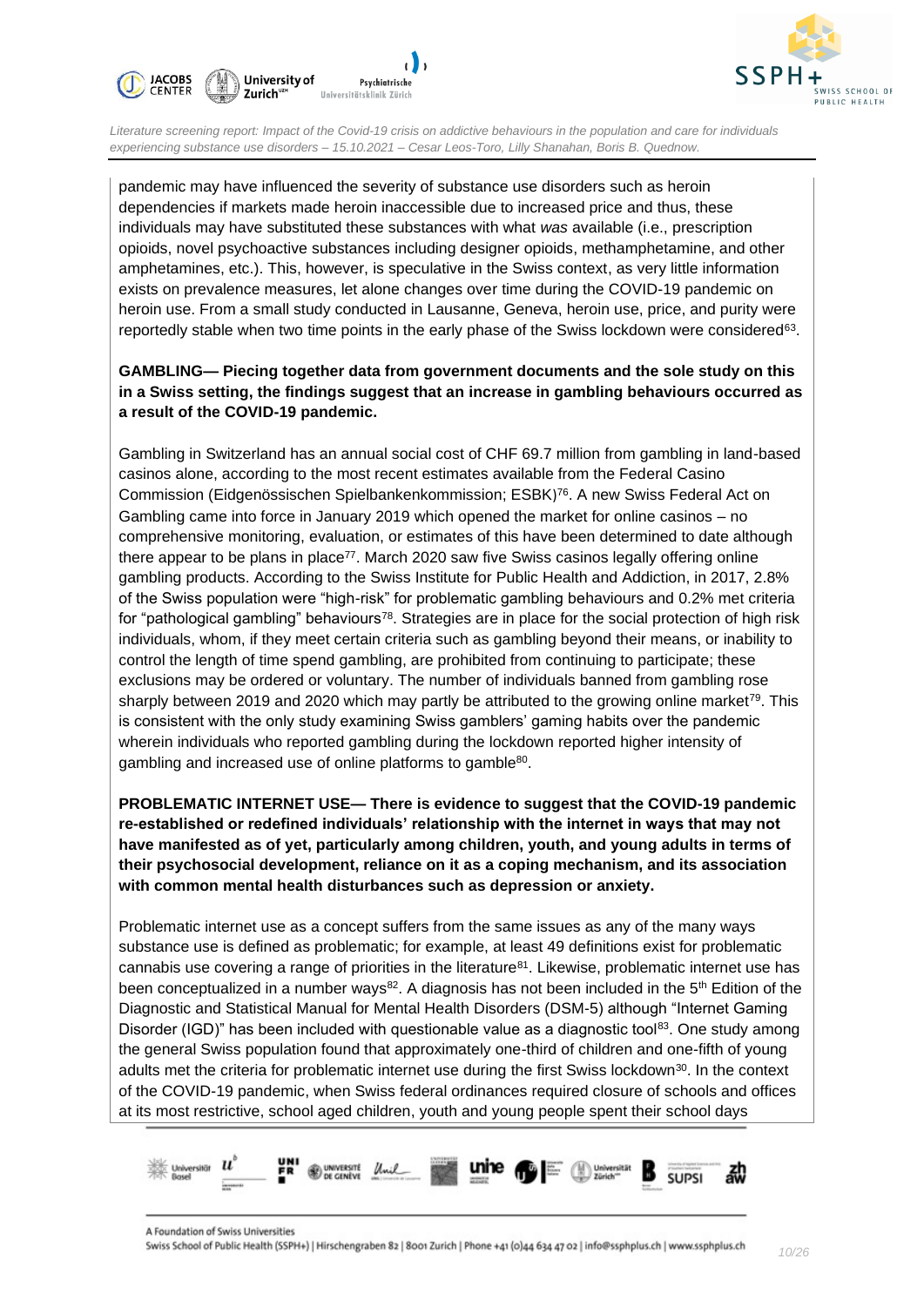pandemic may have influenced the severity of substance use disorders such as heroin dependencies if markets made heroin inaccessible due to increased price and thus, these individuals may have substituted these substances with what *was* available (i.e., prescription opioids, novel psychoactive substances including designer opioids, methamphetamine, and other amphetamines, etc.). This, however, is speculative in the Swiss context, as very little information exists on prevalence measures, let alone changes over time during the COVID-19 pandemic on heroin use. From a small study conducted in Lausanne, Geneva, heroin use, price, and purity were reportedly stable when two time points in the early phase of the Swiss lockdown were considered[63].

**GAMBLING— Piecing together data from government documents and the sole study on this in a Swiss setting, the findings suggest that an increase in gambling behaviours occurred as a result of the COVID-19 pandemic.**

Gambling in Switzerland has an annual social cost of CHF 69.7 million from gambling in land-based casinos alone, according to the most recent estimates available from the Federal Casino Commission (Eidgenössischen Spielbankenkommission; ESBK)[76]. A new Swiss Federal Act on Gambling came into force in January 2019 which opened the market for online casinos – no comprehensive monitoring, evaluation, or estimates of this have been determined to date although there appear to be plans in place[77]. March 2020 saw five Swiss casinos legally offering online gambling products. According to the Swiss Institute for Public Health and Addiction, in 2017, 2.8% of the Swiss population were "high-risk" for problematic gambling behaviours and 0.2% met criteria for "pathological gambling" behaviours[78]. Strategies are in place for the social protection of high risk individuals, whom, if they meet certain criteria such as gambling beyond their means, or inability to control the length of time spend gambling, are prohibited from continuing to participate; these exclusions may be ordered or voluntary. The number of individuals banned from gambling rose sharply between 2019 and 2020 which may partly be attributed to the growing online market[79]. This is consistent with the only study examining Swiss gamblers' gaming habits over the pandemic wherein individuals who reported gambling during the lockdown reported higher intensity of gambling and increased use of online platforms to gamble[80].

**PROBLEMATIC INTERNET USE— There is evidence to suggest that the COVID-19 pandemic re-established or redefined individuals' relationship with the internet in ways that may not have manifested as of yet, particularly among children, youth, and young adults in terms of their psychosocial development, reliance on it as a coping mechanism, and its association with common mental health disturbances such as depression or anxiety.**

Problematic internet use as a concept suffers from the same issues as any of the many ways substance use is defined as problematic; for example, at least 49 definitions exist for problematic cannabis use covering a range of priorities in the literature[81]. Likewise, problematic internet use has been conceptualized in a number ways[82]. A diagnosis has not been included in the 5th Edition of the Diagnostic and Statistical Manual for Mental Health Disorders (DSM-5) although "Internet Gaming Disorder (IGD)" has been included with questionable value as a diagnostic tool[83]. One study among the general Swiss population found that approximately one-third of children and one-fifth of young adults met the criteria for problematic internet use during the first Swiss lockdown[30]. In the context of the COVID-19 pandemic, when Swiss federal ordinances required closure of schools and offices at its most restrictive, school aged children, youth and young people spent their school days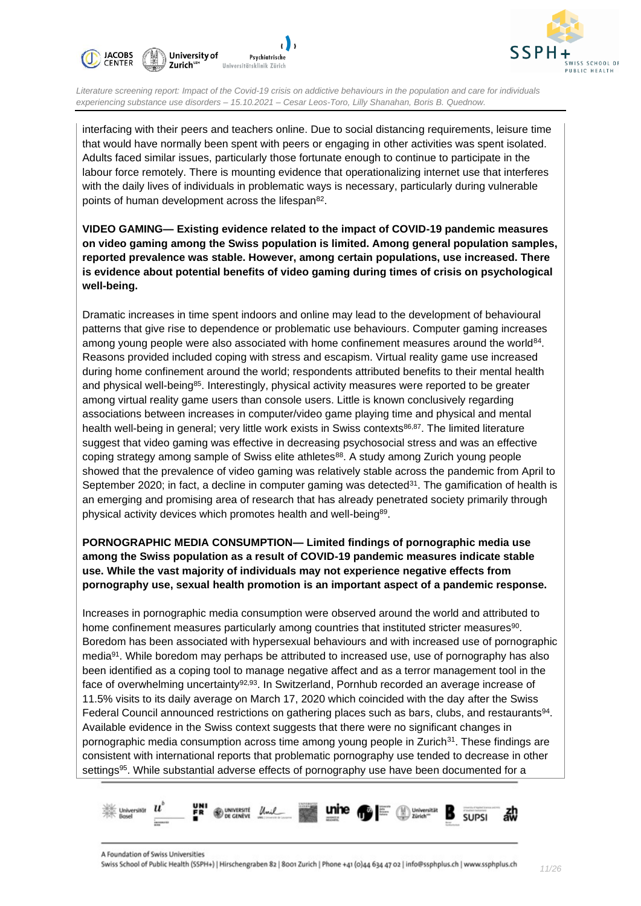interfacing with their peers and teachers online. Due to social distancing requirements, leisure time that would have normally been spent with peers or engaging in other activities was spent isolated. Adults faced similar issues, particularly those fortunate enough to continue to participate in the labour force remotely. There is mounting evidence that operationalizing internet use that interferes with the daily lives of individuals in problematic ways is necessary, particularly during vulnerable points of human development across the lifespan[82].

**VIDEO GAMING— Existing evidence related to the impact of COVID-19 pandemic measures on video gaming among the Swiss population is limited. Among general population samples, reported prevalence was stable. However, among certain populations, use increased. There is evidence about potential benefits of video gaming during times of crisis on psychological well-being.**

Dramatic increases in time spent indoors and online may lead to the development of behavioural patterns that give rise to dependence or problematic use behaviours. Computer gaming increases among young people were also associated with home confinement measures around the world[84]. Reasons provided included coping with stress and escapism. Virtual reality game use increased during home confinement around the world; respondents attributed benefits to their mental health and physical well-being[85]. Interestingly, physical activity measures were reported to be greater among virtual reality game users than console users. Little is known conclusively regarding associations between increases in computer/video game playing time and physical and mental health well-being in general; very little work exists in Swiss contexts[86,87]. The limited literature suggest that video gaming was effective in decreasing psychosocial stress and was an effective coping strategy among sample of Swiss elite athletes[88]. A study among Zurich young people showed that the prevalence of video gaming was relatively stable across the pandemic from April to September 2020; in fact, a decline in computer gaming was detected[31]. The gamification of health is an emerging and promising area of research that has already penetrated society primarily through physical activity devices which promotes health and well-being[89].

**PORNOGRAPHIC MEDIA CONSUMPTION— Limited findings of pornographic media use among the Swiss population as a result of COVID-19 pandemic measures indicate stable use. While the vast majority of individuals may not experience negative effects from pornography use, sexual health promotion is an important aspect of a pandemic response.**

Increases in pornographic media consumption were observed around the world and attributed to home confinement measures particularly among countries that instituted stricter measures[90]. Boredom has been associated with hypersexual behaviours and with increased use of pornographic media[91]. While boredom may perhaps be attributed to increased use, use of pornography has also been identified as a coping tool to manage negative affect and as a terror management tool in the face of overwhelming uncertainty[92,93]. In Switzerland, Pornhub recorded an average increase of 11.5% visits to its daily average on March 17, 2020 which coincided with the day after the Swiss Federal Council announced restrictions on gathering places such as bars, clubs, and restaurants[94]. Available evidence in the Swiss context suggests that there were no significant changes in pornographic media consumption across time among young people in Zurich[31]. These findings are consistent with international reports that problematic pornography use tended to decrease in other settings[95]. While substantial adverse effects of pornography use have been documented for a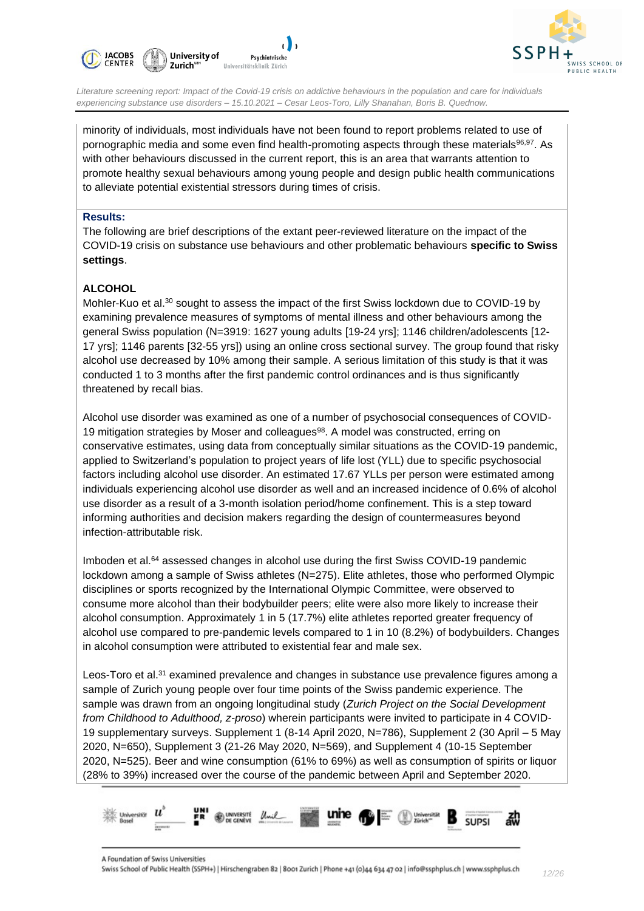minority of individuals, most individuals have not been found to report problems related to use of pornographic media and some even find health-promoting aspects through these materials[96,97]. As with other behaviours discussed in the current report, this is an area that warrants attention to promote healthy sexual behaviours among young people and design public health communications to alleviate potential existential stressors during times of crisis.

**Results:**

The following are brief descriptions of the extant peer-reviewed literature on the impact of the COVID-19 crisis on substance use behaviours and other problematic behaviours **specific to Swiss settings**.

**ALCOHOL**

Mohler-Kuo et al.[30] sought to assess the impact of the first Swiss lockdown due to COVID-19 by examining prevalence measures of symptoms of mental illness and other behaviours among the general Swiss population (N=3919: 1627 young adults [19-24 yrs]; 1146 children/adolescents [12-17 yrs]; 1146 parents [32-55 yrs]) using an online cross sectional survey. The group found that risky alcohol use decreased by 10% among their sample. A serious limitation of this study is that it was conducted 1 to 3 months after the first pandemic control ordinances and is thus significantly threatened by recall bias.

Alcohol use disorder was examined as one of a number of psychosocial consequences of COVID-19 mitigation strategies by Moser and colleagues[98]. A model was constructed, erring on conservative estimates, using data from conceptually similar situations as the COVID-19 pandemic, applied to Switzerland's population to project years of life lost (YLL) due to specific psychosocial factors including alcohol use disorder. An estimated 17.67 YLLs per person were estimated among individuals experiencing alcohol use disorder as well and an increased incidence of 0.6% of alcohol use disorder as a result of a 3-month isolation period/home confinement. This is a step toward informing authorities and decision makers regarding the design of countermeasures beyond infection-attributable risk.

Imboden et al.[64] assessed changes in alcohol use during the first Swiss COVID-19 pandemic lockdown among a sample of Swiss athletes (N=275). Elite athletes, those who performed Olympic disciplines or sports recognized by the International Olympic Committee, were observed to consume more alcohol than their bodybuilder peers; elite were also more likely to increase their alcohol consumption. Approximately 1 in 5 (17.7%) elite athletes reported greater frequency of alcohol use compared to pre-pandemic levels compared to 1 in 10 (8.2%) of bodybuilders. Changes in alcohol consumption were attributed to existential fear and male sex.

Leos-Toro et al.[31] examined prevalence and changes in substance use prevalence figures among a sample of Zurich young people over four time points of the Swiss pandemic experience. The sample was drawn from an ongoing longitudinal study (*Zurich Project on the Social Development from Childhood to Adulthood, z-proso*) wherein participants were invited to participate in 4 COVID-19 supplementary surveys. Supplement 1 (8-14 April 2020, N=786), Supplement 2 (30 April – 5 May 2020, N=650), Supplement 3 (21-26 May 2020, N=569), and Supplement 4 (10-15 September 2020, N=525). Beer and wine consumption (61% to 69%) as well as consumption of spirits or liquor (28% to 39%) increased over the course of the pandemic between April and September 2020.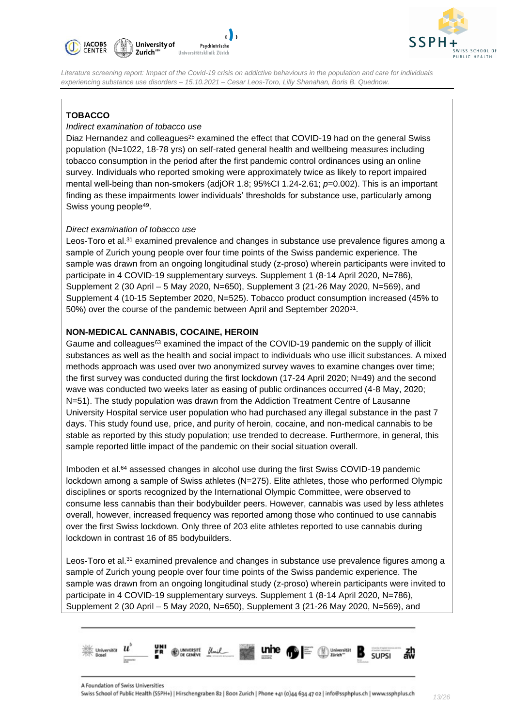**TOBACCO**

*Indirect examination of tobacco use*

Diaz Hernandez and colleagues[25] examined the effect that COVID-19 had on the general Swiss population (N=1022, 18-78 yrs) on self-rated general health and wellbeing measures including tobacco consumption in the period after the first pandemic control ordinances using an online survey. Individuals who reported smoking were approximately twice as likely to report impaired mental well-being than non-smokers (adjOR 1.8; 95%CI 1.24-2.61; $p$=0.002). This is an important finding as these impairments lower individuals' thresholds for substance use, particularly among Swiss young people[49].

*Direct examination of tobacco use*

Leos-Toro et al.[31] examined prevalence and changes in substance use prevalence figures among a sample of Zurich young people over four time points of the Swiss pandemic experience. The sample was drawn from an ongoing longitudinal study (z-proso) wherein participants were invited to participate in 4 COVID-19 supplementary surveys. Supplement 1 (8-14 April 2020, N=786), Supplement 2 (30 April – 5 May 2020, N=650), Supplement 3 (21-26 May 2020, N=569), and Supplement 4 (10-15 September 2020, N=525). Tobacco product consumption increased (45% to 50%) over the course of the pandemic between April and September 2020[31].

**NON-MEDICAL CANNABIS, COCAINE, HEROIN**

Gaume and colleagues[63] examined the impact of the COVID-19 pandemic on the supply of illicit substances as well as the health and social impact to individuals who use illicit substances. A mixed methods approach was used over two anonymized survey waves to examine changes over time; the first survey was conducted during the first lockdown (17-24 April 2020; N=49) and the second wave was conducted two weeks later as easing of public ordinances occurred (4-8 May, 2020; N=51). The study population was drawn from the Addiction Treatment Centre of Lausanne University Hospital service user population who had purchased any illegal substance in the past 7 days. This study found use, price, and purity of heroin, cocaine, and non-medical cannabis to be stable as reported by this study population; use trended to decrease. Furthermore, in general, this sample reported little impact of the pandemic on their social situation overall.

Imboden et al.[64] assessed changes in alcohol use during the first Swiss COVID-19 pandemic lockdown among a sample of Swiss athletes (N=275). Elite athletes, those who performed Olympic disciplines or sports recognized by the International Olympic Committee, were observed to consume less cannabis than their bodybuilder peers. However, cannabis was used by less athletes overall, however, increased frequency was reported among those who continued to use cannabis over the first Swiss lockdown. Only three of 203 elite athletes reported to use cannabis during lockdown in contrast 16 of 85 bodybuilders.

Leos-Toro et al.[31] examined prevalence and changes in substance use prevalence figures among a sample of Zurich young people over four time points of the Swiss pandemic experience. The sample was drawn from an ongoing longitudinal study (z-proso) wherein participants were invited to participate in 4 COVID-19 supplementary surveys. Supplement 1 (8-14 April 2020, N=786), Supplement 2 (30 April – 5 May 2020, N=650), Supplement 3 (21-26 May 2020, N=569), and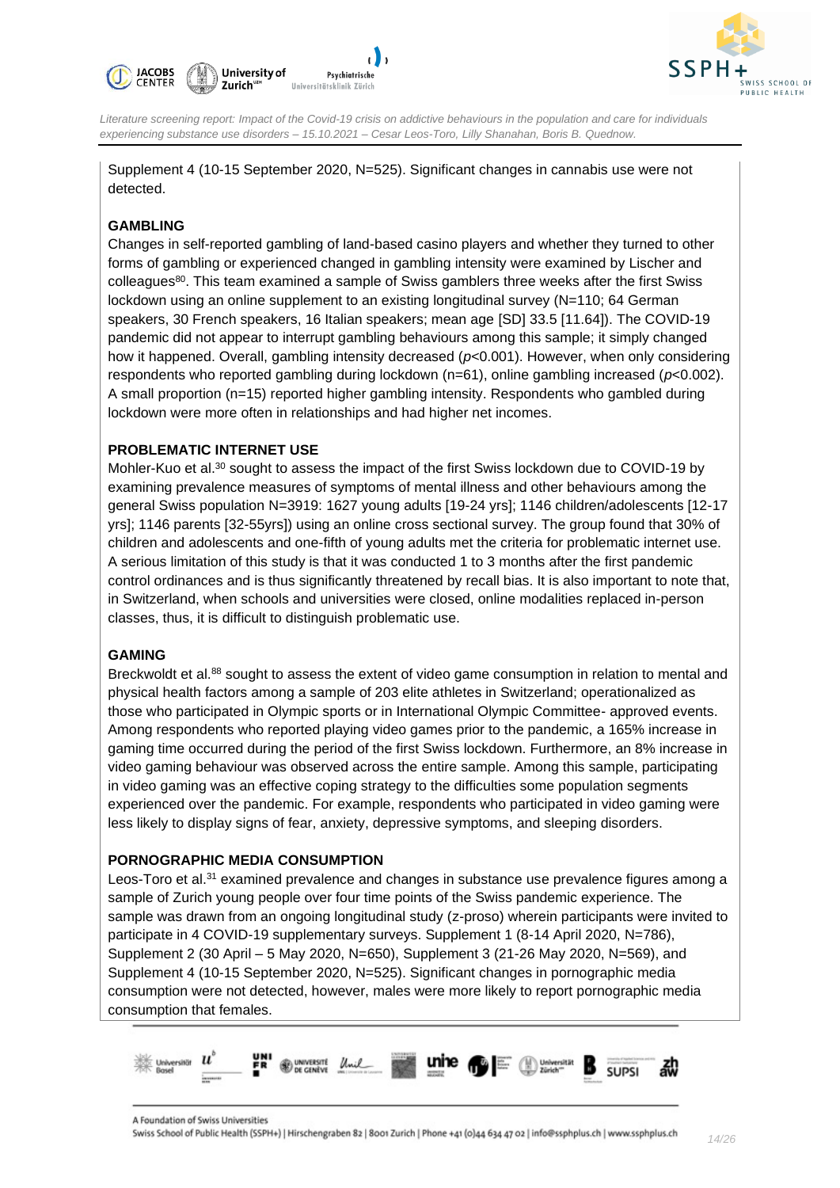Supplement 4 (10-15 September 2020, N=525). Significant changes in cannabis use were not detected.

**GAMBLING**

Changes in self-reported gambling of land-based casino players and whether they turned to other forms of gambling or experienced changed in gambling intensity were examined by Lischer and colleagues[80]. This team examined a sample of Swiss gamblers three weeks after the first Swiss lockdown using an online supplement to an existing longitudinal survey (N=110; 64 German speakers, 30 French speakers, 16 Italian speakers; mean age [SD] 33.5 [11.64]). The COVID-19 pandemic did not appear to interrupt gambling behaviours among this sample; it simply changed how it happened. Overall, gambling intensity decreased ($p<0.001$). However, when only considering respondents who reported gambling during lockdown (n=61), online gambling increased ($p<0.002$). A small proportion (n=15) reported higher gambling intensity. Respondents who gambled during lockdown were more often in relationships and had higher net incomes.

**PROBLEMATIC INTERNET USE**

Mohler-Kuo et al.[30] sought to assess the impact of the first Swiss lockdown due to COVID-19 by examining prevalence measures of symptoms of mental illness and other behaviours among the general Swiss population N=3919: 1627 young adults [19-24 yrs]; 1146 children/adolescents [12-17 yrs]; 1146 parents [32-55yrs]) using an online cross sectional survey. The group found that 30% of children and adolescents and one-fifth of young adults met the criteria for problematic internet use. A serious limitation of this study is that it was conducted 1 to 3 months after the first pandemic control ordinances and is thus significantly threatened by recall bias. It is also important to note that, in Switzerland, when schools and universities were closed, online modalities replaced in-person classes, thus, it is difficult to distinguish problematic use.

**GAMING**

Breckwoldt et al.[88] sought to assess the extent of video game consumption in relation to mental and physical health factors among a sample of 203 elite athletes in Switzerland; operationalized as those who participated in Olympic sports or in International Olympic Committee- approved events. Among respondents who reported playing video games prior to the pandemic, a 165% increase in gaming time occurred during the period of the first Swiss lockdown. Furthermore, an 8% increase in video gaming behaviour was observed across the entire sample. Among this sample, participating in video gaming was an effective coping strategy to the difficulties some population segments experienced over the pandemic. For example, respondents who participated in video gaming were less likely to display signs of fear, anxiety, depressive symptoms, and sleeping disorders.

**PORNOGRAPHIC MEDIA CONSUMPTION**

Leos-Toro et al.[31] examined prevalence and changes in substance use prevalence figures among a sample of Zurich young people over four time points of the Swiss pandemic experience. The sample was drawn from an ongoing longitudinal study (z-proso) wherein participants were invited to participate in 4 COVID-19 supplementary surveys. Supplement 1 (8-14 April 2020, N=786), Supplement 2 (30 April – 5 May 2020, N=650), Supplement 3 (21-26 May 2020, N=569), and Supplement 4 (10-15 September 2020, N=525). Significant changes in pornographic media consumption were not detected, however, males were more likely to report pornographic media consumption that females.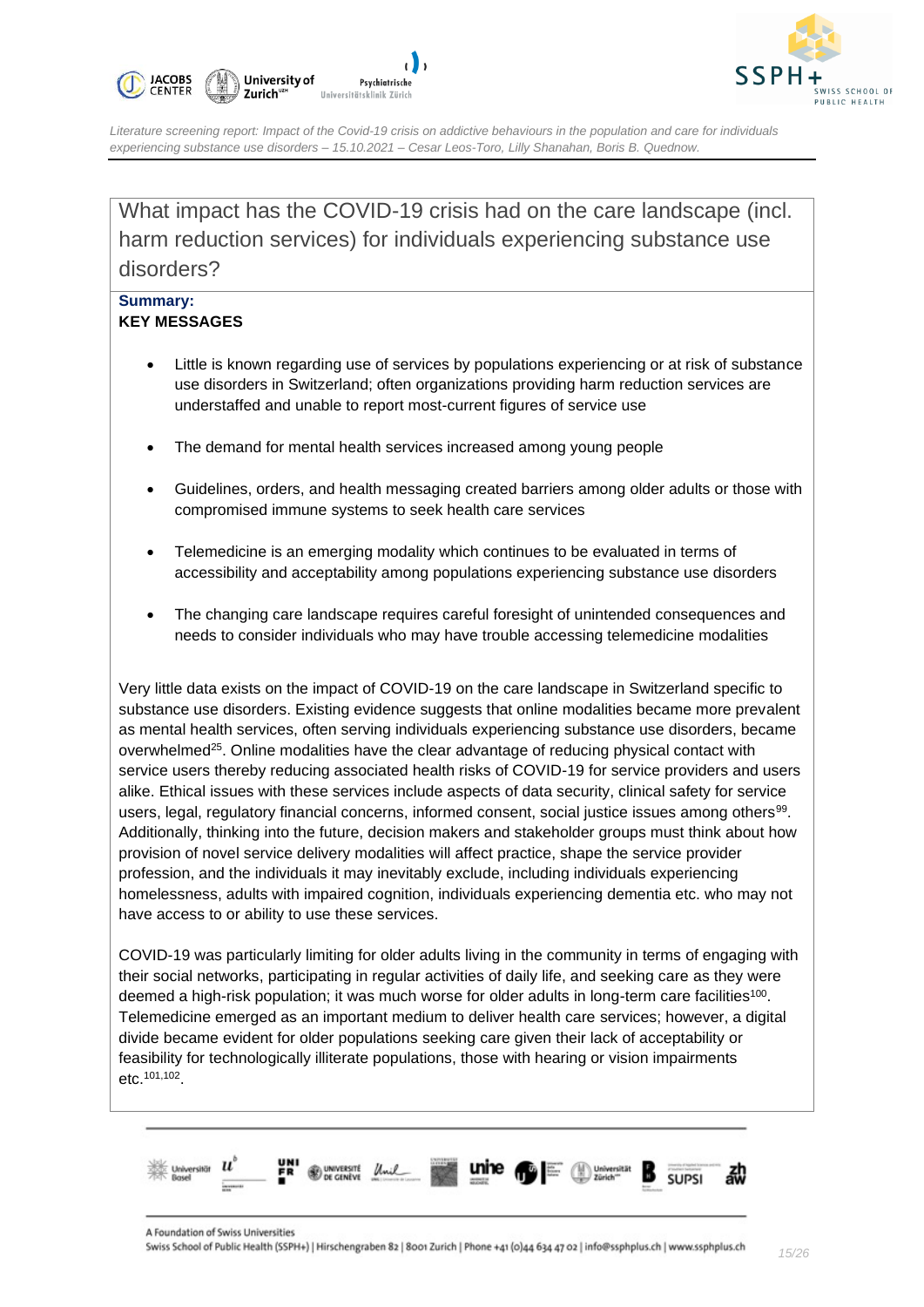## What impact has the COVID-19 crisis had on the care landscape (incl. harm reduction services) for individuals experiencing substance use disorders?

**Summary:**

**KEY MESSAGES**

- Little is known regarding use of services by populations experiencing or at risk of substance use disorders in Switzerland; often organizations providing harm reduction services are understaffed and unable to report most-current figures of service use
- The demand for mental health services increased among young people
- Guidelines, orders, and health messaging created barriers among older adults or those with compromised immune systems to seek health care services
- Telemedicine is an emerging modality which continues to be evaluated in terms of accessibility and acceptability among populations experiencing substance use disorders
- The changing care landscape requires careful foresight of unintended consequences and needs to consider individuals who may have trouble accessing telemedicine modalities

Very little data exists on the impact of COVID-19 on the care landscape in Switzerland specific to substance use disorders. Existing evidence suggests that online modalities became more prevalent as mental health services, often serving individuals experiencing substance use disorders, became overwhelmed[25]. Online modalities have the clear advantage of reducing physical contact with service users thereby reducing associated health risks of COVID-19 for service providers and users alike. Ethical issues with these services include aspects of data security, clinical safety for service users, legal, regulatory financial concerns, informed consent, social justice issues among others[99]. Additionally, thinking into the future, decision makers and stakeholder groups must think about how provision of novel service delivery modalities will affect practice, shape the service provider profession, and the individuals it may inevitably exclude, including individuals experiencing homelessness, adults with impaired cognition, individuals experiencing dementia etc. who may not have access to or ability to use these services.

COVID-19 was particularly limiting for older adults living in the community in terms of engaging with their social networks, participating in regular activities of daily life, and seeking care as they were deemed a high-risk population; it was much worse for older adults in long-term care facilities[100]. Telemedicine emerged as an important medium to deliver health care services; however, a digital divide became evident for older populations seeking care given their lack of acceptability or feasibility for technologically illiterate populations, those with hearing or vision impairments etc.[101,102].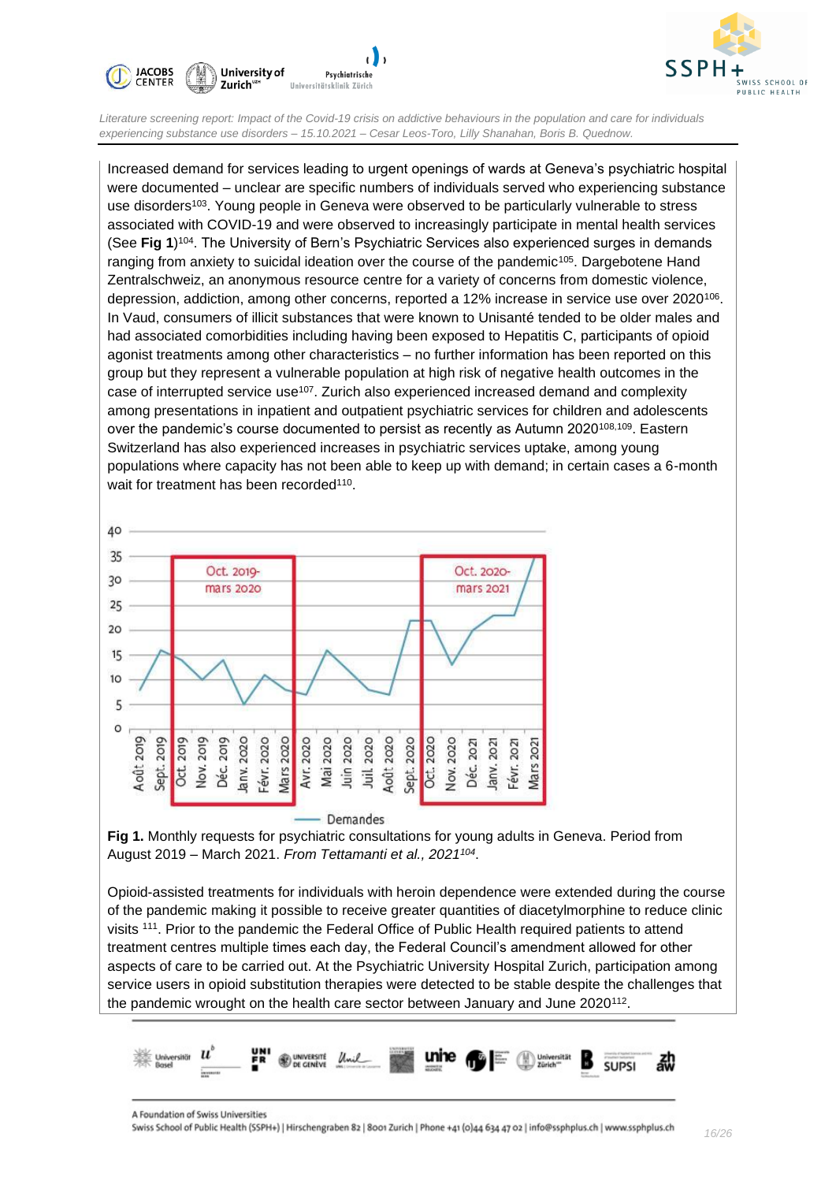Increased demand for services leading to urgent openings of wards at Geneva's psychiatric hospital were documented – unclear are specific numbers of individuals served who experiencing substance use disorders[103]. Young people in Geneva were observed to be particularly vulnerable to stress associated with COVID-19 and were observed to increasingly participate in mental health services (See **Fig 1**)[104]. The University of Bern's Psychiatric Services also experienced surges in demands ranging from anxiety to suicidal ideation over the course of the pandemic[105]. Dargebotene Hand Zentralschweiz, an anonymous resource centre for a variety of concerns from domestic violence, depression, addiction, among other concerns, reported a 12% increase in service use over 2020[106]. In Vaud, consumers of illicit substances that were known to Unisanté tended to be older males and had associated comorbidities including having been exposed to Hepatitis C, participants of opioid agonist treatments among other characteristics – no further information has been reported on this group but they represent a vulnerable population at high risk of negative health outcomes in the case of interrupted service use[107]. Zurich also experienced increased demand and complexity among presentations in inpatient and outpatient psychiatric services for children and adolescents over the pandemic's course documented to persist as recently as Autumn 2020[108,109]. Eastern Switzerland has also experienced increases in psychiatric services uptake, among young populations where capacity has not been able to keep up with demand; in certain cases a 6-month wait for treatment has been recorded[110].

**Fig 1.** Monthly requests for psychiatric consultations for young adults in Geneva. Period from August 2019 – March 2021. *From Tettamanti et al., 2021*[104].

Opioid-assisted treatments for individuals with heroin dependence were extended during the course of the pandemic making it possible to receive greater quantities of diacetylmorphine to reduce clinic visits [111]. Prior to the pandemic the Federal Office of Public Health required patients to attend treatment centres multiple times each day, the Federal Council's amendment allowed for other aspects of care to be carried out. At the Psychiatric University Hospital Zurich, participation among service users in opioid substitution therapies were detected to be stable despite the challenges that the pandemic wrought on the health care sector between January and June 2020[112].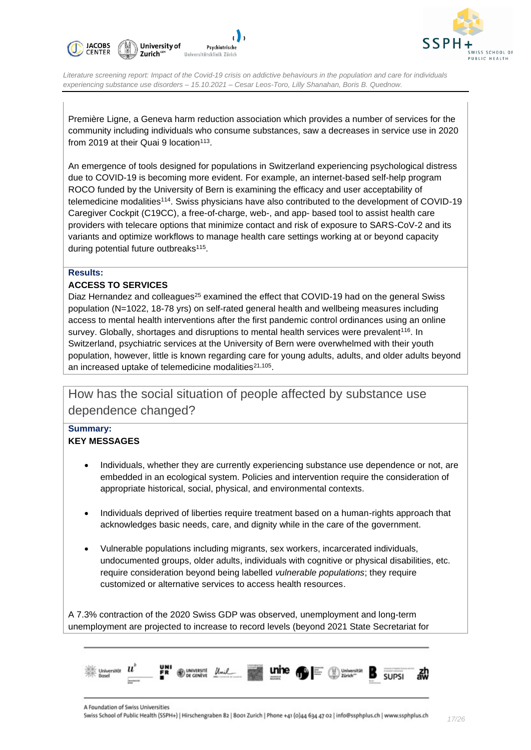Première Ligne, a Geneva harm reduction association which provides a number of services for the community including individuals who consume substances, saw a decreases in service use in 2020 from 2019 at their Quai 9 location[113].

An emergence of tools designed for populations in Switzerland experiencing psychological distress due to COVID-19 is becoming more evident. For example, an internet-based self-help program ROCO funded by the University of Bern is examining the efficacy and user acceptability of telemedicine modalities[114]. Swiss physicians have also contributed to the development of COVID-19 Caregiver Cockpit (C19CC), a free-of-charge, web-, and app- based tool to assist health care providers with telecare options that minimize contact and risk of exposure to SARS-CoV-2 and its variants and optimize workflows to manage health care settings working at or beyond capacity during potential future outbreaks[115].

**Results:**

**ACCESS TO SERVICES**

Diaz Hernandez and colleagues[25] examined the effect that COVID-19 had on the general Swiss population (N=1022, 18-78 yrs) on self-rated general health and wellbeing measures including access to mental health interventions after the first pandemic control ordinances using an online survey. Globally, shortages and disruptions to mental health services were prevalent[116]. In Switzerland, psychiatric services at the University of Bern were overwhelmed with their youth population, however, little is known regarding care for young adults, adults, and older adults beyond an increased uptake of telemedicine modalities[21,105].

## How has the social situation of people affected by substance use dependence changed?

**Summary:**

**KEY MESSAGES**

- Individuals, whether they are currently experiencing substance use dependence or not, are embedded in an ecological system. Policies and intervention require the consideration of appropriate historical, social, physical, and environmental contexts.
- Individuals deprived of liberties require treatment based on a human-rights approach that acknowledges basic needs, care, and dignity while in the care of the government.
- Vulnerable populations including migrants, sex workers, incarcerated individuals, undocumented groups, older adults, individuals with cognitive or physical disabilities, etc. require consideration beyond being labelled *vulnerable populations*; they require customized or alternative services to access health resources.

A 7.3% contraction of the 2020 Swiss GDP was observed, unemployment and long-term unemployment are projected to increase to record levels (beyond 2021 State Secretariat for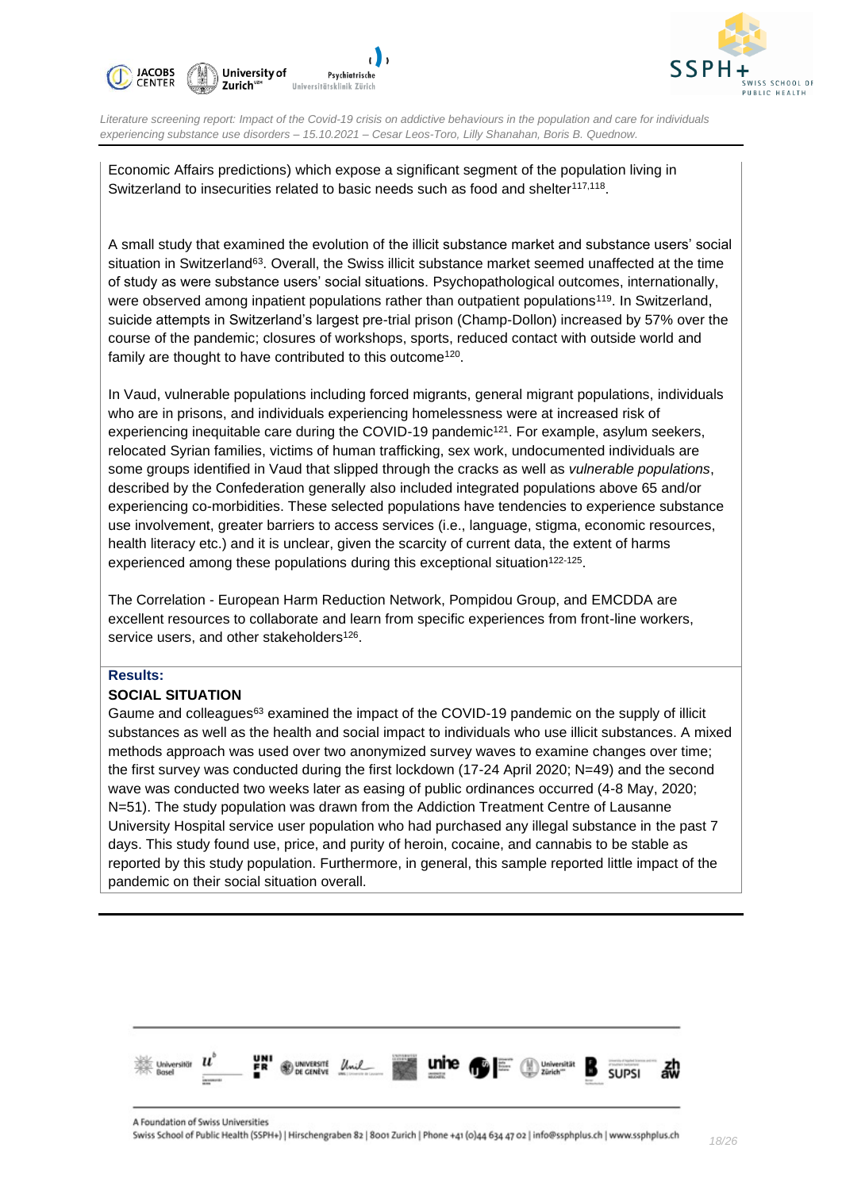Economic Affairs predictions) which expose a significant segment of the population living in Switzerland to insecurities related to basic needs such as food and shelter[117,118].

A small study that examined the evolution of the illicit substance market and substance users' social situation in Switzerland[63]. Overall, the Swiss illicit substance market seemed unaffected at the time of study as were substance users' social situations. Psychopathological outcomes, internationally, were observed among inpatient populations rather than outpatient populations[119]. In Switzerland, suicide attempts in Switzerland's largest pre-trial prison (Champ-Dollon) increased by 57% over the course of the pandemic; closures of workshops, sports, reduced contact with outside world and family are thought to have contributed to this outcome[120].

In Vaud, vulnerable populations including forced migrants, general migrant populations, individuals who are in prisons, and individuals experiencing homelessness were at increased risk of experiencing inequitable care during the COVID-19 pandemic[121]. For example, asylum seekers, relocated Syrian families, victims of human trafficking, sex work, undocumented individuals are some groups identified in Vaud that slipped through the cracks as well as *vulnerable populations*, described by the Confederation generally also included integrated populations above 65 and/or experiencing co-morbidities. These selected populations have tendencies to experience substance use involvement, greater barriers to access services (i.e., language, stigma, economic resources, health literacy etc.) and it is unclear, given the scarcity of current data, the extent of harms experienced among these populations during this exceptional situation[122-125].

The Correlation - European Harm Reduction Network, Pompidou Group, and EMCDDA are excellent resources to collaborate and learn from specific experiences from front-line workers, service users, and other stakeholders[126].

**Results:**

**SOCIAL SITUATION**

Gaume and colleagues[63] examined the impact of the COVID-19 pandemic on the supply of illicit substances as well as the health and social impact to individuals who use illicit substances. A mixed methods approach was used over two anonymized survey waves to examine changes over time; the first survey was conducted during the first lockdown (17-24 April 2020; N=49) and the second wave was conducted two weeks later as easing of public ordinances occurred (4-8 May, 2020; N=51). The study population was drawn from the Addiction Treatment Centre of Lausanne University Hospital service user population who had purchased any illegal substance in the past 7 days. This study found use, price, and purity of heroin, cocaine, and cannabis to be stable as reported by this study population. Furthermore, in general, this sample reported little impact of the pandemic on their social situation overall.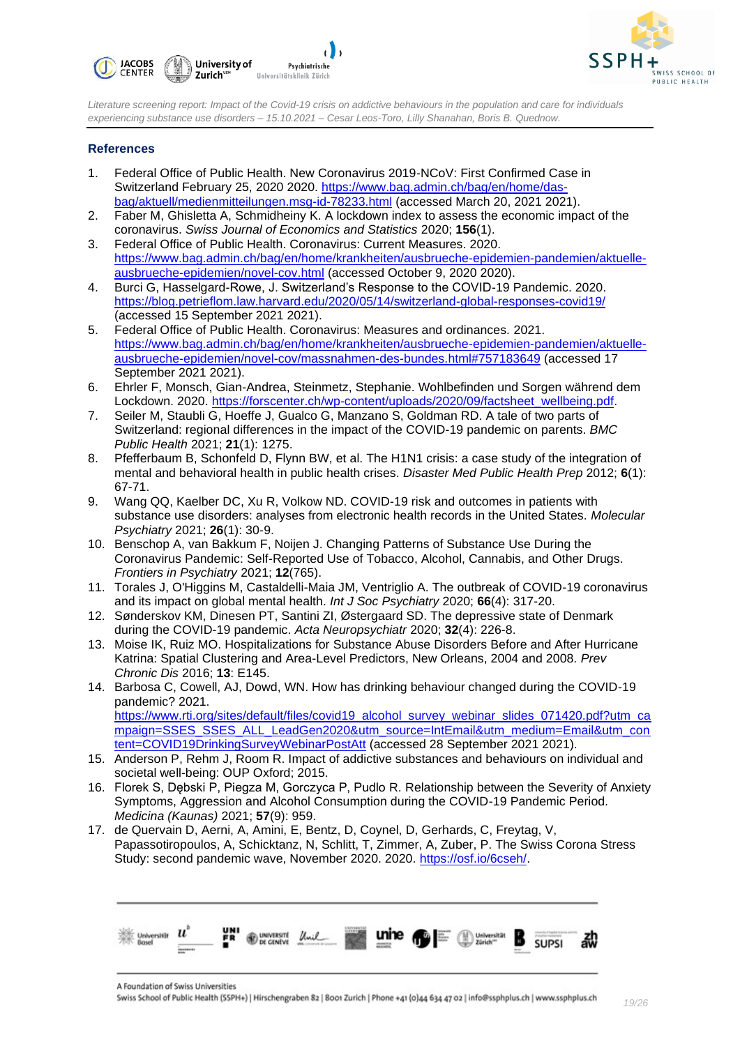### References

1. Federal Office of Public Health. New Coronavirus 2019-NCoV: First Confirmed Case in Switzerland February 25, 2020 2020. https://www.bag.admin.ch/bag/en/home/das-bag/aktuell/medienmitteilungen.msg-id-78233.html (accessed March 20, 2021 2021).
2. Faber M, Ghisletta A, Schmidheiny K. A lockdown index to assess the economic impact of the coronavirus. *Swiss Journal of Economics and Statistics* 2020; **156**(1).
3. Federal Office of Public Health. Coronavirus: Current Measures. 2020. https://www.bag.admin.ch/bag/en/home/krankheiten/ausbrueche-epidemien-pandemien/aktuelle-ausbrueche-epidemien/novel-cov.html (accessed October 9, 2020 2020).
4. Burci G, Hasselgard-Rowe, J. Switzerland's Response to the COVID-19 Pandemic. 2020. https://blog.petrieflom.law.harvard.edu/2020/05/14/switzerland-global-responses-covid19/ (accessed 15 September 2021 2021).
5. Federal Office of Public Health. Coronavirus: Measures and ordinances. 2021. https://www.bag.admin.ch/bag/en/home/krankheiten/ausbrueche-epidemien-pandemien/aktuelle-ausbrueche-epidemien/novel-cov/massnahmen-des-bundes.html#757183649 (accessed 17 September 2021 2021).
6. Ehrler F, Monsch, Gian-Andrea, Steinmetz, Stephanie. Wohlbefinden und Sorgen während dem Lockdown. 2020. https://forscenter.ch/wp-content/uploads/2020/09/factsheet_wellbeing.pdf.
7. Seiler M, Staubli G, Hoeffe J, Gualco G, Manzano S, Goldman RD. A tale of two parts of Switzerland: regional differences in the impact of the COVID-19 pandemic on parents. *BMC Public Health* 2021; **21**(1): 1275.
8. Pfefferbaum B, Schonfeld D, Flynn BW, et al. The H1N1 crisis: a case study of the integration of mental and behavioral health in public health crises. *Disaster Med Public Health Prep* 2012; **6**(1): 67-71.
9. Wang QQ, Kaelber DC, Xu R, Volkow ND. COVID-19 risk and outcomes in patients with substance use disorders: analyses from electronic health records in the United States. *Molecular Psychiatry* 2021; **26**(1): 30-9.
10. Benschop A, van Bakkum F, Noijen J. Changing Patterns of Substance Use During the Coronavirus Pandemic: Self-Reported Use of Tobacco, Alcohol, Cannabis, and Other Drugs. *Frontiers in Psychiatry* 2021; **12**(765).
11. Torales J, O'Higgins M, Castaldelli-Maia JM, Ventriglio A. The outbreak of COVID-19 coronavirus and its impact on global mental health. *Int J Soc Psychiatry* 2020; **66**(4): 317-20.
12. Sønderskov KM, Dinesen PT, Santini ZI, Østergaard SD. The depressive state of Denmark during the COVID-19 pandemic. *Acta Neuropsychiatr* 2020; **32**(4): 226-8.
13. Moise IK, Ruiz MO. Hospitalizations for Substance Abuse Disorders Before and After Hurricane Katrina: Spatial Clustering and Area-Level Predictors, New Orleans, 2004 and 2008. *Prev Chronic Dis* 2016; **13**: E145.
14. Barbosa C, Cowell, AJ, Dowd, WN. How has drinking behaviour changed during the COVID-19 pandemic? 2021. https://www.rti.org/sites/default/files/covid19_alcohol_survey_webinar_slides_071420.pdf?utm_campaign=SSES_SSES_ALL_LeadGen2020&utm_source=IntEmail&utm_medium=Email&utm_content=COVID19DrinkingSurveyWebinarPostAtt (accessed 28 September 2021 2021).
15. Anderson P, Rehm J, Room R. Impact of addictive substances and behaviours on individual and societal well-being: OUP Oxford; 2015.
16. Florek S, Dębski P, Piegza M, Gorczyca P, Pudlo R. Relationship between the Severity of Anxiety Symptoms, Aggression and Alcohol Consumption during the COVID-19 Pandemic Period. *Medicina (Kaunas)* 2021; **57**(9): 959.
17. de Quervain D, Aerni, A, Amini, E, Bentz, D, Coynel, D, Gerhards, C, Freytag, V, Papassotiropoulos, A, Schicktanz, N, Schlitt, T, Zimmer, A, Zuber, P. The Swiss Corona Stress Study: second pandemic wave, November 2020. 2020. https://osf.io/6cseh/.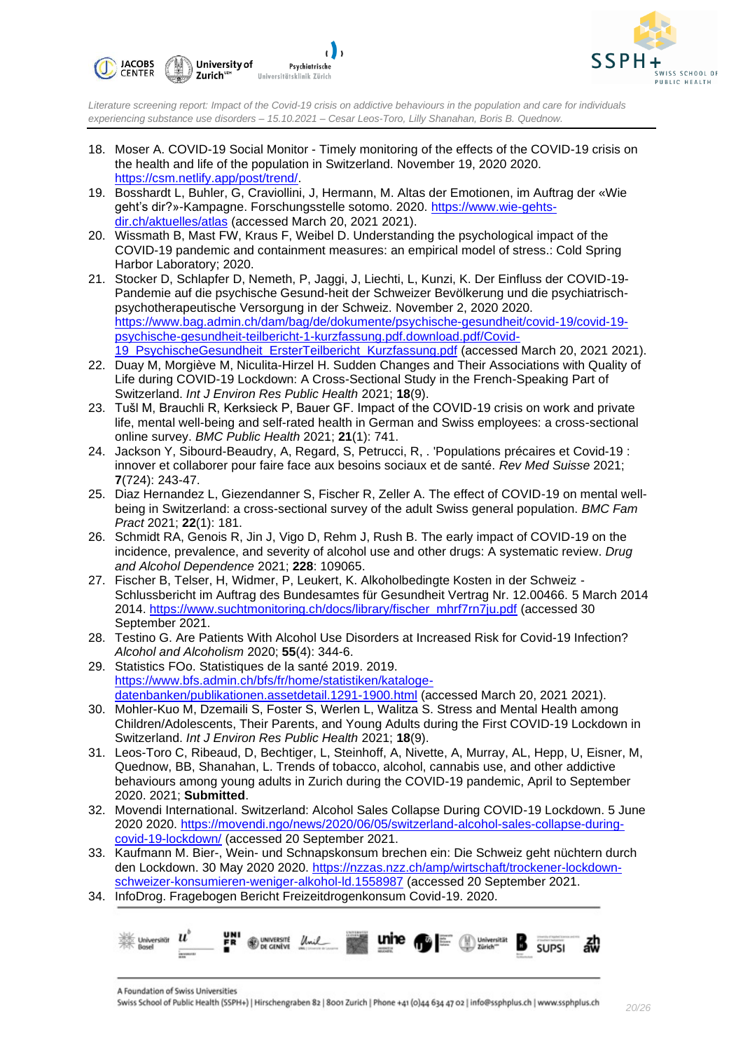18. Moser A. COVID-19 Social Monitor - Timely monitoring of the effects of the COVID-19 crisis on the health and life of the population in Switzerland. November 19, 2020 2020. https://csm.netlify.app/post/trend/.
19. Bosshardt L, Buhler, G, Craviollini, J, Hermann, M. Altas der Emotionen, im Auftrag der «Wie geht's dir?»-Kampagne. Forschungsstelle sotomo. 2020. https://www.wie-gehts-dir.ch/aktuelles/atlas (accessed March 20, 2021 2021).
20. Wissmath B, Mast FW, Kraus F, Weibel D. Understanding the psychological impact of the COVID-19 pandemic and containment measures: an empirical model of stress.: Cold Spring Harbor Laboratory; 2020.
21. Stocker D, Schlapfer D, Nemeth, P, Jaggi, J, Liechti, L, Kunzi, K. Der Einfluss der COVID-19-Pandemie auf die psychische Gesund-heit der Schweizer Bevölkerung und die psychiatrisch-psychotherapeutische Versorgung in der Schweiz. November 2, 2020 2020. https://www.bag.admin.ch/dam/bag/de/dokumente/psychische-gesundheit/covid-19/covid-19-psychische-gesundheit-teilbericht-1-kurzfassung.pdf.download.pdf/Covid-19_PsychischeGesundheit_ErsterTeilbericht_Kurzfassung.pdf (accessed March 20, 2021 2021).
22. Duay M, Morgiève M, Niculita-Hirzel H. Sudden Changes and Their Associations with Quality of Life during COVID-19 Lockdown: A Cross-Sectional Study in the French-Speaking Part of Switzerland. *Int J Environ Res Public Health* 2021; **18**(9).
23. Tušl M, Brauchli R, Kerksieck P, Bauer GF. Impact of the COVID-19 crisis on work and private life, mental well-being and self-rated health in German and Swiss employees: a cross-sectional online survey. *BMC Public Health* 2021; **21**(1): 741.
24. Jackson Y, Sibourd-Beaudry, A, Regard, S, Petrucci, R, . 'Populations précaires et Covid-19 : innover et collaborer pour faire face aux besoins sociaux et de santé. *Rev Med Suisse* 2021; **7**(724): 243-47.
25. Diaz Hernandez L, Giezendanner S, Fischer R, Zeller A. The effect of COVID-19 on mental well-being in Switzerland: a cross-sectional survey of the adult Swiss general population. *BMC Fam Pract* 2021; **22**(1): 181.
26. Schmidt RA, Genois R, Jin J, Vigo D, Rehm J, Rush B. The early impact of COVID-19 on the incidence, prevalence, and severity of alcohol use and other drugs: A systematic review. *Drug and Alcohol Dependence* 2021; **228**: 109065.
27. Fischer B, Telser, H, Widmer, P, Leukert, K. Alkoholbedingte Kosten in der Schweiz - Schlussbericht im Auftrag des Bundesamtes für Gesundheit Vertrag Nr. 12.00466. 5 March 2014 2014. https://www.suchtmonitoring.ch/docs/library/fischer_mhrf7rn7ju.pdf (accessed 30 September 2021.
28. Testino G. Are Patients With Alcohol Use Disorders at Increased Risk for Covid-19 Infection? *Alcohol and Alcoholism* 2020; **55**(4): 344-6.
29. Statistics FOo. Statistiques de la santé 2019. 2019. https://www.bfs.admin.ch/bfs/fr/home/statistiken/kataloge-datenbanken/publikationen.assetdetail.1291-1900.html (accessed March 20, 2021 2021).
30. Mohler-Kuo M, Dzemaili S, Foster S, Werlen L, Walitza S. Stress and Mental Health among Children/Adolescents, Their Parents, and Young Adults during the First COVID-19 Lockdown in Switzerland. *Int J Environ Res Public Health* 2021; **18**(9).
31. Leos-Toro C, Ribeaud, D, Bechtiger, L, Steinhoff, A, Nivette, A, Murray, AL, Hepp, U, Eisner, M, Quednow, BB, Shanahan, L. Trends of tobacco, alcohol, cannabis use, and other addictive behaviours among young adults in Zurich during the COVID-19 pandemic, April to September 2020. 2021; **Submitted**.
32. Movendi International. Switzerland: Alcohol Sales Collapse During COVID-19 Lockdown. 5 June 2020 2020. https://movendi.ngo/news/2020/06/05/switzerland-alcohol-sales-collapse-during-covid-19-lockdown/ (accessed 20 September 2021.
33. Kaufmann M. Bier-, Wein- und Schnapskonsum brechen ein: Die Schweiz geht nüchtern durch den Lockdown. 30 May 2020 2020. https://nzzas.nzz.ch/amp/wirtschaft/trockener-lockdown-schweizer-konsumieren-weniger-alkohol-ld.1558987 (accessed 20 September 2021.
34. InfoDrog. Fragebogen Bericht Freizeitdrogenkonsum Covid-19. 2020.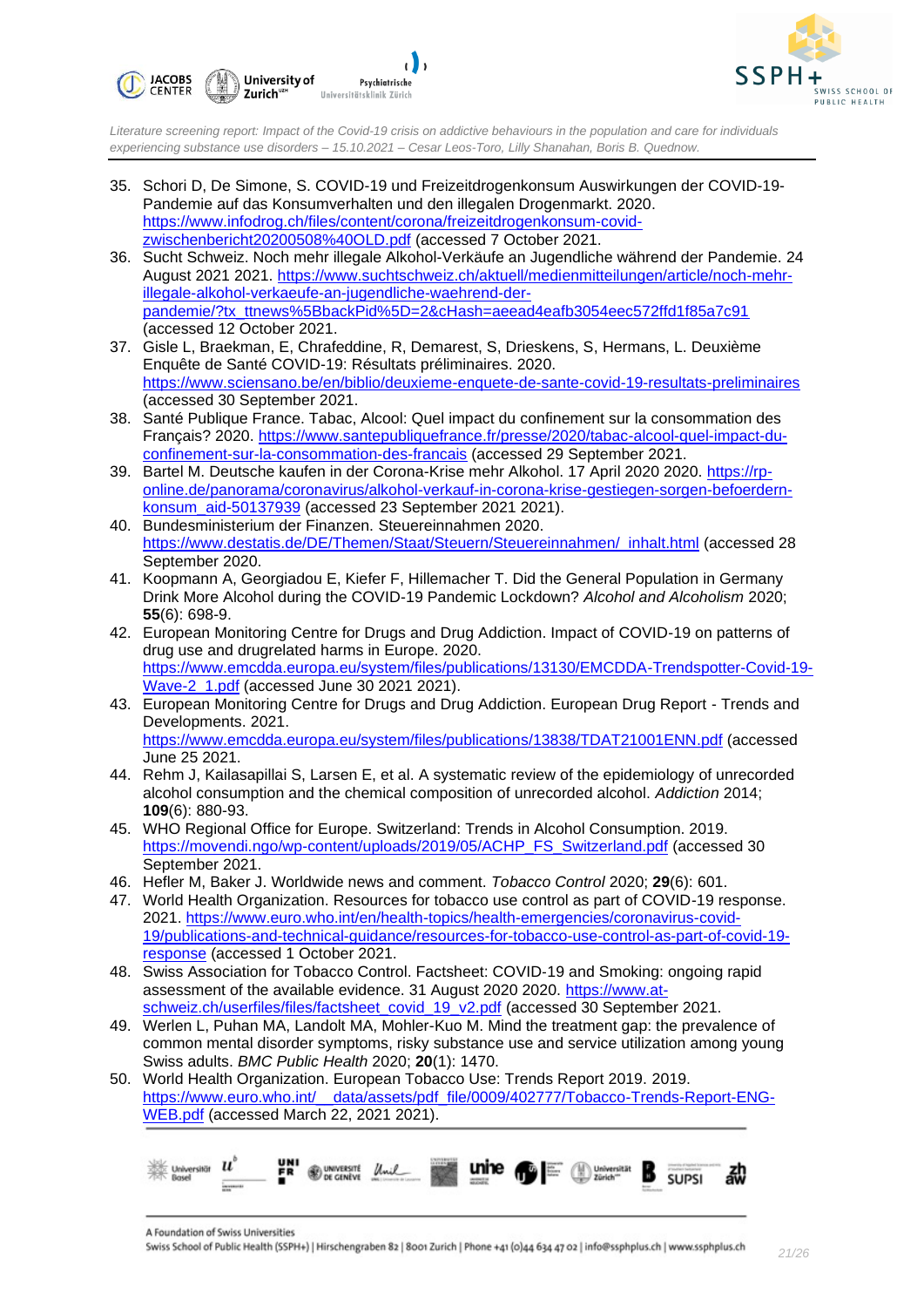35. Schori D, De Simone, S. COVID-19 und Freizeitdrogenkonsum Auswirkungen der COVID-19-Pandemie auf das Konsumverhalten und den illegalen Drogenmarkt. 2020. https://www.infodrog.ch/files/content/corona/freizeitdrogenkonsum-covid-zwischenbericht20200508%40OLD.pdf (accessed 7 October 2021.
36. Sucht Schweiz. Noch mehr illegale Alkohol-Verkäufe an Jugendliche während der Pandemie. 24 August 2021 2021. https://www.suchtschweiz.ch/aktuell/medienmitteilungen/article/noch-mehr-illegale-alkohol-verkaeufe-an-jugendliche-waehrend-der-pandemie/?tx_ttnews%5BbackPid%5D=2&cHash=aeead4eafb3054eec572ffd1f85a7c91 (accessed 12 October 2021.
37. Gisle L, Braekman, E, Chrafeddine, R, Demarest, S, Drieskens, S, Hermans, L. Deuxième Enquête de Santé COVID-19: Résultats préliminaires. 2020. https://www.sciensano.be/en/biblio/deuxieme-enquete-de-sante-covid-19-resultats-preliminaires (accessed 30 September 2021.
38. Santé Publique France. Tabac, Alcool: Quel impact du confinement sur la consommation des Français? 2020. https://www.santepubliquefrance.fr/presse/2020/tabac-alcool-quel-impact-du-confinement-sur-la-consommation-des-francais (accessed 29 September 2021.
39. Bartel M. Deutsche kaufen in der Corona-Krise mehr Alkohol. 17 April 2020 2020. https://rp-online.de/panorama/coronavirus/alkohol-verkauf-in-corona-krise-gestiegen-sorgen-befoerdern-konsum_aid-50137939 (accessed 23 September 2021 2021).
40. Bundesministerium der Finanzen. Steuereinnahmen 2020. https://www.destatis.de/DE/Themen/Staat/Steuern/Steuereinnahmen/_inhalt.html (accessed 28 September 2020.
41. Koopmann A, Georgiadou E, Kiefer F, Hillemacher T. Did the General Population in Germany Drink More Alcohol during the COVID-19 Pandemic Lockdown? *Alcohol and Alcoholism* 2020; **55**(6): 698-9.
42. European Monitoring Centre for Drugs and Drug Addiction. Impact of COVID-19 on patterns of drug use and drugrelated harms in Europe. 2020. https://www.emcdda.europa.eu/system/files/publications/13130/EMCDDA-Trendspotter-Covid-19-Wave-2_1.pdf (accessed June 30 2021 2021).
43. European Monitoring Centre for Drugs and Drug Addiction. European Drug Report - Trends and Developments. 2021. https://www.emcdda.europa.eu/system/files/publications/13838/TDAT21001ENN.pdf (accessed June 25 2021.
44. Rehm J, Kailasapillai S, Larsen E, et al. A systematic review of the epidemiology of unrecorded alcohol consumption and the chemical composition of unrecorded alcohol. *Addiction* 2014; **109**(6): 880-93.
45. WHO Regional Office for Europe. Switzerland: Trends in Alcohol Consumption. 2019. https://movendi.ngo/wp-content/uploads/2019/05/ACHP_FS_Switzerland.pdf (accessed 30 September 2021.
46. Hefler M, Baker J. Worldwide news and comment. *Tobacco Control* 2020; **29**(6): 601.
47. World Health Organization. Resources for tobacco use control as part of COVID-19 response. 2021. https://www.euro.who.int/en/health-topics/health-emergencies/coronavirus-covid-19/publications-and-technical-guidance/resources-for-tobacco-use-control-as-part-of-covid-19-response (accessed 1 October 2021.
48. Swiss Association for Tobacco Control. Factsheet: COVID-19 and Smoking: ongoing rapid assessment of the available evidence. 31 August 2020 2020. https://www.at-schweiz.ch/userfiles/files/factsheet_covid_19_v2.pdf (accessed 30 September 2021.
49. Werlen L, Puhan MA, Landolt MA, Mohler-Kuo M. Mind the treatment gap: the prevalence of common mental disorder symptoms, risky substance use and service utilization among young Swiss adults. *BMC Public Health* 2020; **20**(1): 1470.
50. World Health Organization. European Tobacco Use: Trends Report 2019. 2019. https://www.euro.who.int/__data/assets/pdf_file/0009/402777/Tobacco-Trends-Report-ENG-WEB.pdf (accessed March 22, 2021 2021).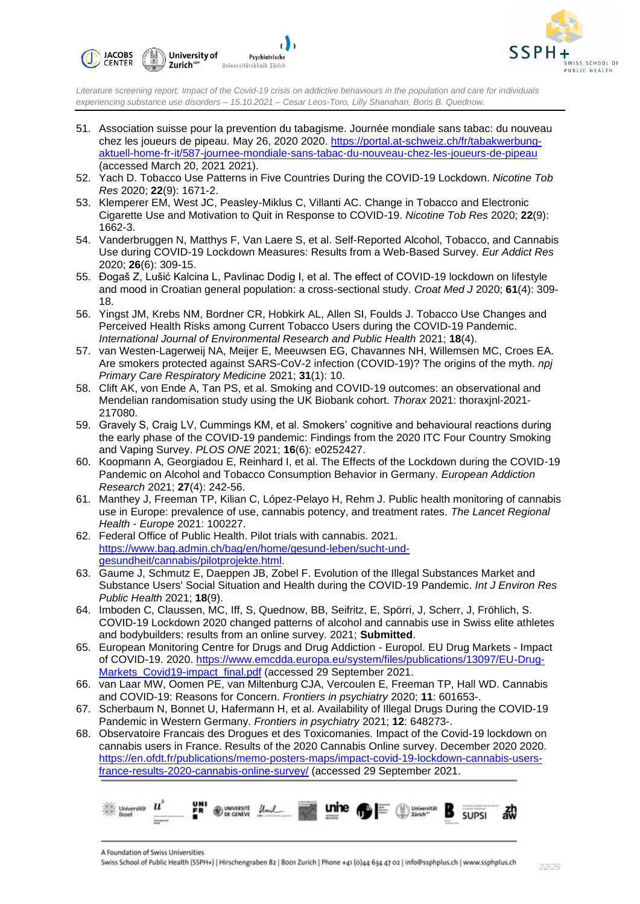51. Association suisse pour la prevention du tabagisme. Journée mondiale sans tabac: du nouveau chez les joueurs de pipeau. May 26, 2020 2020. https://portal.at-schweiz.ch/fr/tabakwerbung-aktuell-home-fr-it/587-journee-mondiale-sans-tabac-du-nouveau-chez-les-joueurs-de-pipeau (accessed March 20, 2021 2021).
52. Yach D. Tobacco Use Patterns in Five Countries During the COVID-19 Lockdown. *Nicotine Tob Res* 2020; **22**(9): 1671-2.
53. Klemperer EM, West JC, Peasley-Miklus C, Villanti AC. Change in Tobacco and Electronic Cigarette Use and Motivation to Quit in Response to COVID-19. *Nicotine Tob Res* 2020; **22**(9): 1662-3.
54. Vanderbruggen N, Matthys F, Van Laere S, et al. Self-Reported Alcohol, Tobacco, and Cannabis Use during COVID-19 Lockdown Measures: Results from a Web-Based Survey. *Eur Addict Res* 2020; **26**(6): 309-15.
55. Đogaš Z, Lušić Kalcina L, Pavlinac Dodig I, et al. The effect of COVID-19 lockdown on lifestyle and mood in Croatian general population: a cross-sectional study. *Croat Med J* 2020; **61**(4): 309-18.
56. Yingst JM, Krebs NM, Bordner CR, Hobkirk AL, Allen SI, Foulds J. Tobacco Use Changes and Perceived Health Risks among Current Tobacco Users during the COVID-19 Pandemic. *International Journal of Environmental Research and Public Health* 2021; **18**(4).
57. van Westen-Lagerweij NA, Meijer E, Meeuwsen EG, Chavannes NH, Willemsen MC, Croes EA. Are smokers protected against SARS-CoV-2 infection (COVID-19)? The origins of the myth. *npj Primary Care Respiratory Medicine* 2021; **31**(1): 10.
58. Clift AK, von Ende A, Tan PS, et al. Smoking and COVID-19 outcomes: an observational and Mendelian randomisation study using the UK Biobank cohort. *Thorax* 2021: thoraxjnl-2021-217080.
59. Gravely S, Craig LV, Cummings KM, et al. Smokers' cognitive and behavioural reactions during the early phase of the COVID-19 pandemic: Findings from the 2020 ITC Four Country Smoking and Vaping Survey. *PLOS ONE* 2021; **16**(6): e0252427.
60. Koopmann A, Georgiadou E, Reinhard I, et al. The Effects of the Lockdown during the COVID-19 Pandemic on Alcohol and Tobacco Consumption Behavior in Germany. *European Addiction Research* 2021; **27**(4): 242-56.
61. Manthey J, Freeman TP, Kilian C, López-Pelayo H, Rehm J. Public health monitoring of cannabis use in Europe: prevalence of use, cannabis potency, and treatment rates. *The Lancet Regional Health - Europe* 2021: 100227.
62. Federal Office of Public Health. Pilot trials with cannabis. 2021. https://www.bag.admin.ch/bag/en/home/gesund-leben/sucht-und-gesundheit/cannabis/pilotprojekte.html.
63. Gaume J, Schmutz E, Daeppen JB, Zobel F. Evolution of the Illegal Substances Market and Substance Users' Social Situation and Health during the COVID-19 Pandemic. *Int J Environ Res Public Health* 2021; **18**(9).
64. Imboden C, Claussen, MC, Iff, S, Quednow, BB, Seifritz, E, Spörri, J, Scherr, J, Fröhlich, S. COVID-19 Lockdown 2020 changed patterns of alcohol and cannabis use in Swiss elite athletes and bodybuilders: results from an online survey. 2021; **Submitted**.
65. European Monitoring Centre for Drugs and Drug Addiction - Europol. EU Drug Markets - Impact of COVID-19. 2020. https://www.emcdda.europa.eu/system/files/publications/13097/EU-Drug-Markets_Covid19-impact_final.pdf (accessed 29 September 2021.
66. van Laar MW, Oomen PE, van Miltenburg CJA, Vercoulen E, Freeman TP, Hall WD. Cannabis and COVID-19: Reasons for Concern. *Frontiers in psychiatry* 2020; **11**: 601653-.
67. Scherbaum N, Bonnet U, Hafermann H, et al. Availability of Illegal Drugs During the COVID-19 Pandemic in Western Germany. *Frontiers in psychiatry* 2021; **12**: 648273-.
68. Observatoire Francais des Drogues et des Toxicomanies. Impact of the Covid-19 lockdown on cannabis users in France. Results of the 2020 Cannabis Online survey. December 2020 2020. https://en.ofdt.fr/publications/memo-posters-maps/impact-covid-19-lockdown-cannabis-users-france-results-2020-cannabis-online-survey/ (accessed 29 September 2021.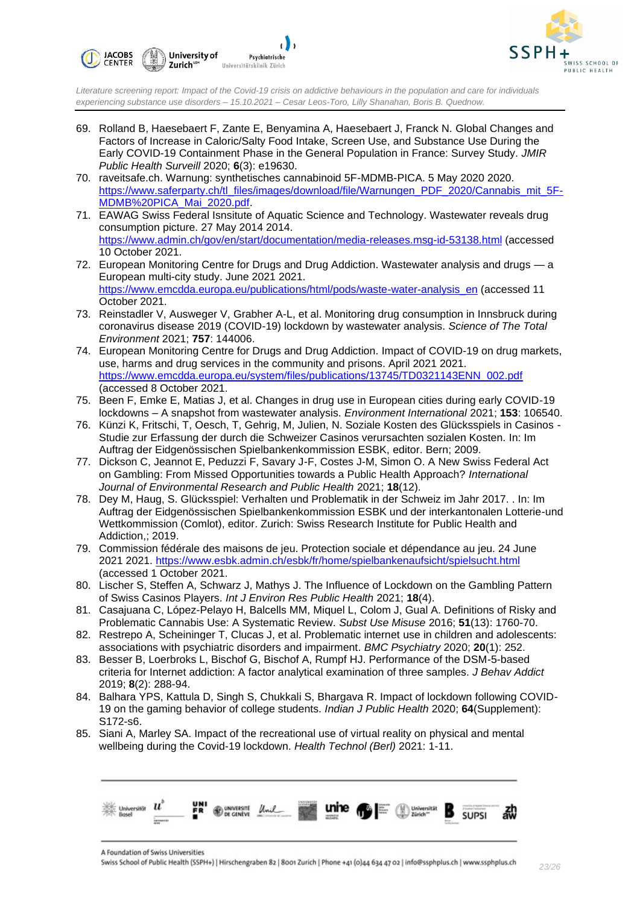69. Rolland B, Haesebaert F, Zante E, Benyamina A, Haesebaert J, Franck N. Global Changes and Factors of Increase in Caloric/Salty Food Intake, Screen Use, and Substance Use During the Early COVID-19 Containment Phase in the General Population in France: Survey Study. *JMIR Public Health Surveill* 2020; **6**(3): e19630.
70. raveitsafe.ch. Warnung: synthetisches cannabinoid 5F-MDMB-PICA. 5 May 2020 2020. https://www.saferparty.ch/tl_files/images/download/file/Warnungen_PDF_2020/Cannabis_mit_5F-MDMB%20PICA_Mai_2020.pdf.
71. EAWAG Swiss Federal Isnsitute of Aquatic Science and Technology. Wastewater reveals drug consumption picture. 27 May 2014 2014. https://www.admin.ch/gov/en/start/documentation/media-releases.msg-id-53138.html (accessed 10 October 2021.
72. European Monitoring Centre for Drugs and Drug Addiction. Wastewater analysis and drugs — a European multi-city study. June 2021 2021. https://www.emcdda.europa.eu/publications/html/pods/waste-water-analysis_en (accessed 11 October 2021.
73. Reinstadler V, Ausweger V, Grabher A-L, et al. Monitoring drug consumption in Innsbruck during coronavirus disease 2019 (COVID-19) lockdown by wastewater analysis. *Science of The Total Environment* 2021; **757**: 144006.
74. European Monitoring Centre for Drugs and Drug Addiction. Impact of COVID-19 on drug markets, use, harms and drug services in the community and prisons. April 2021 2021. https://www.emcdda.europa.eu/system/files/publications/13745/TD0321143ENN_002.pdf (accessed 8 October 2021.
75. Been F, Emke E, Matias J, et al. Changes in drug use in European cities during early COVID-19 lockdowns – A snapshot from wastewater analysis. *Environment International* 2021; **153**: 106540.
76. Künzi K, Fritschi, T, Oesch, T, Gehrig, M, Julien, N. Soziale Kosten des Glücksspiels in Casinos - Studie zur Erfassung der durch die Schweizer Casinos verursachten sozialen Kosten. In: Im Auftrag der Eidgenössischen Spielbankenkommission ESBK, editor. Bern; 2009.
77. Dickson C, Jeannot E, Peduzzi F, Savary J-F, Costes J-M, Simon O. A New Swiss Federal Act on Gambling: From Missed Opportunities towards a Public Health Approach? *International Journal of Environmental Research and Public Health* 2021; **18**(12).
78. Dey M, Haug, S. Glücksspiel: Verhalten und Problematik in der Schweiz im Jahr 2017. . In: Im Auftrag der Eidgenössischen Spielbankenkommission ESBK und der interkantonalen Lotterie-und Wettkommission (Comlot), editor. Zurich: Swiss Research Institute for Public Health and Addiction,; 2019.
79. Commission fédérale des maisons de jeu. Protection sociale et dépendance au jeu. 24 June 2021 2021. https://www.esbk.admin.ch/esbk/fr/home/spielbankenaufsicht/spielsucht.html (accessed 1 October 2021.
80. Lischer S, Steffen A, Schwarz J, Mathys J. The Influence of Lockdown on the Gambling Pattern of Swiss Casinos Players. *Int J Environ Res Public Health* 2021; **18**(4).
81. Casajuana C, López-Pelayo H, Balcells MM, Miquel L, Colom J, Gual A. Definitions of Risky and Problematic Cannabis Use: A Systematic Review. *Subst Use Misuse* 2016; **51**(13): 1760-70.
82. Restrepo A, Scheininger T, Clucas J, et al. Problematic internet use in children and adolescents: associations with psychiatric disorders and impairment. *BMC Psychiatry* 2020; **20**(1): 252.
83. Besser B, Loerbroks L, Bischof G, Bischof A, Rumpf HJ. Performance of the DSM-5-based criteria for Internet addiction: A factor analytical examination of three samples. *J Behav Addict* 2019; **8**(2): 288-94.
84. Balhara YPS, Kattula D, Singh S, Chukkali S, Bhargava R. Impact of lockdown following COVID-19 on the gaming behavior of college students. *Indian J Public Health* 2020; **64**(Supplement): S172-s6.
85. Siani A, Marley SA. Impact of the recreational use of virtual reality on physical and mental wellbeing during the Covid-19 lockdown. *Health Technol (Berl)* 2021: 1-11.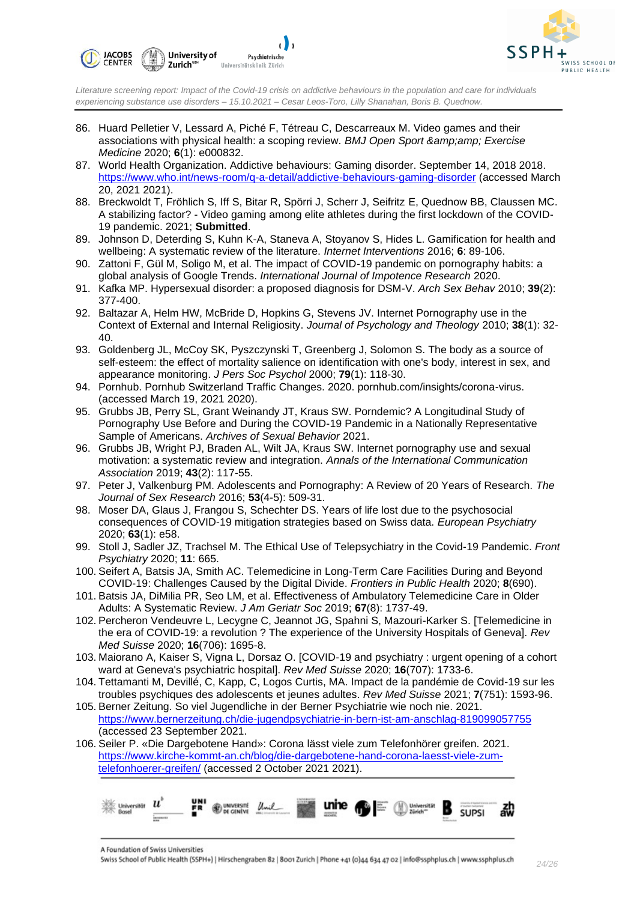86. Huard Pelletier V, Lessard A, Piché F, Tétreau C, Descarreaux M. Video games and their associations with physical health: a scoping review. *BMJ Open Sport &amp;amp; Exercise Medicine* 2020; **6**(1): e000832.
87. World Health Organization. Addictive behaviours: Gaming disorder. September 14, 2018 2018. https://www.who.int/news-room/q-a-detail/addictive-behaviours-gaming-disorder (accessed March 20, 2021 2021).
88. Breckwoldt T, Fröhlich S, Iff S, Bitar R, Spörri J, Scherr J, Seifritz E, Quednow BB, Claussen MC. A stabilizing factor? - Video gaming among elite athletes during the first lockdown of the COVID-19 pandemic. 2021; **Submitted**.
89. Johnson D, Deterding S, Kuhn K-A, Staneva A, Stoyanov S, Hides L. Gamification for health and wellbeing: A systematic review of the literature. *Internet Interventions* 2016; **6**: 89-106.
90. Zattoni F, Gül M, Soligo M, et al. The impact of COVID-19 pandemic on pornography habits: a global analysis of Google Trends. *International Journal of Impotence Research* 2020.
91. Kafka MP. Hypersexual disorder: a proposed diagnosis for DSM-V. *Arch Sex Behav* 2010; **39**(2): 377-400.
92. Baltazar A, Helm HW, McBride D, Hopkins G, Stevens JV. Internet Pornography use in the Context of External and Internal Religiosity. *Journal of Psychology and Theology* 2010; **38**(1): 32-40.
93. Goldenberg JL, McCoy SK, Pyszczynski T, Greenberg J, Solomon S. The body as a source of self-esteem: the effect of mortality salience on identification with one's body, interest in sex, and appearance monitoring. *J Pers Soc Psychol* 2000; **79**(1): 118-30.
94. Pornhub. Pornhub Switzerland Traffic Changes. 2020. pornhub.com/insights/corona-virus. (accessed March 19, 2021 2020).
95. Grubbs JB, Perry SL, Grant Weinandy JT, Kraus SW. Porndemic? A Longitudinal Study of Pornography Use Before and During the COVID-19 Pandemic in a Nationally Representative Sample of Americans. *Archives of Sexual Behavior* 2021.
96. Grubbs JB, Wright PJ, Braden AL, Wilt JA, Kraus SW. Internet pornography use and sexual motivation: a systematic review and integration. *Annals of the International Communication Association* 2019; **43**(2): 117-55.
97. Peter J, Valkenburg PM. Adolescents and Pornography: A Review of 20 Years of Research. *The Journal of Sex Research* 2016; **53**(4-5): 509-31.
98. Moser DA, Glaus J, Frangou S, Schechter DS. Years of life lost due to the psychosocial consequences of COVID-19 mitigation strategies based on Swiss data. *European Psychiatry* 2020; **63**(1): e58.
99. Stoll J, Sadler JZ, Trachsel M. The Ethical Use of Telepsychiatry in the Covid-19 Pandemic. *Front Psychiatry* 2020; **11**: 665.
100. Seifert A, Batsis JA, Smith AC. Telemedicine in Long-Term Care Facilities During and Beyond COVID-19: Challenges Caused by the Digital Divide. *Frontiers in Public Health* 2020; **8**(690).
101. Batsis JA, DiMilia PR, Seo LM, et al. Effectiveness of Ambulatory Telemedicine Care in Older Adults: A Systematic Review. *J Am Geriatr Soc* 2019; **67**(8): 1737-49.
102. Percheron Vendeuvre L, Lecygne C, Jeannot JG, Spahni S, Mazouri-Karker S. [Telemedicine in the era of COVID-19: a revolution ? The experience of the University Hospitals of Geneva]. *Rev Med Suisse* 2020; **16**(706): 1695-8.
103. Maiorano A, Kaiser S, Vigna L, Dorsaz O. [COVID-19 and psychiatry : urgent opening of a cohort ward at Geneva's psychiatric hospital]. *Rev Med Suisse* 2020; **16**(707): 1733-6.
104. Tettamanti M, Devillé, C, Kapp, C, Logos Curtis, MA. Impact de la pandémie de Covid-19 sur les troubles psychiques des adolescents et jeunes adultes. *Rev Med Suisse* 2021; **7**(751): 1593-96.
105. Berner Zeitung. So viel Jugendliche in der Berner Psychiatrie wie noch nie. 2021. https://www.bernerzeitung.ch/die-jugendpsychiatrie-in-bern-ist-am-anschlag-819099057755 (accessed 23 September 2021.
106. Seiler P. «Die Dargebotene Hand»: Corona lässt viele zum Telefonhörer greifen. 2021. https://www.kirche-kommt-an.ch/blog/die-dargebotene-hand-corona-laesst-viele-zum-telefonhoerer-greifen/ (accessed 2 October 2021 2021).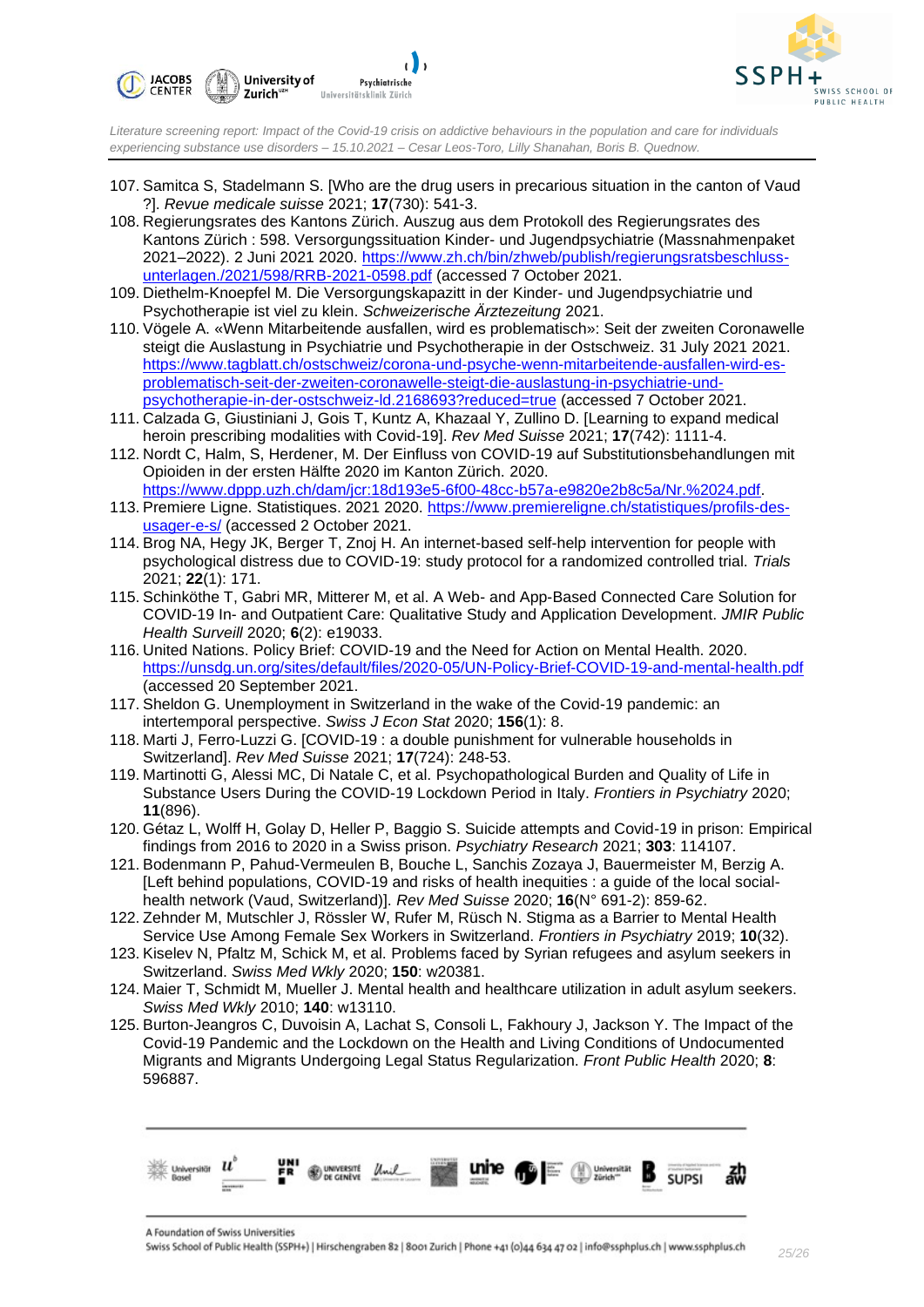107. Samitca S, Stadelmann S. [Who are the drug users in precarious situation in the canton of Vaud ?]. *Revue medicale suisse* 2021; **17**(730): 541-3.
108. Regierungsrates des Kantons Zürich. Auszug aus dem Protokoll des Regierungsrates des Kantons Zürich : 598. Versorgungssituation Kinder- und Jugendpsychiatrie (Massnahmenpaket 2021–2022). 2 Juni 2021 2020. https://www.zh.ch/bin/zhweb/publish/regierungsratsbeschluss-unterlagen./2021/598/RRB-2021-0598.pdf (accessed 7 October 2021.
109. Diethelm-Knoepfel M. Die Versorgungskapazitt in der Kinder- und Jugendpsychiatrie und Psychotherapie ist viel zu klein. *Schweizerische Ärztezeitung* 2021.
110. Vögele A. «Wenn Mitarbeitende ausfallen, wird es problematisch»: Seit der zweiten Coronawelle steigt die Auslastung in Psychiatrie und Psychotherapie in der Ostschweiz. 31 July 2021 2021. https://www.tagblatt.ch/ostschweiz/corona-und-psyche-wenn-mitarbeitende-ausfallen-wird-es-problematisch-seit-der-zweiten-coronawelle-steigt-die-auslastung-in-psychiatrie-und-psychotherapie-in-der-ostschweiz-ld.2168693?reduced=true (accessed 7 October 2021.
111. Calzada G, Giustiniani J, Gois T, Kuntz A, Khazaal Y, Zullino D. [Learning to expand medical heroin prescribing modalities with Covid-19]. *Rev Med Suisse* 2021; **17**(742): 1111-4.
112. Nordt C, Halm, S, Herdener, M. Der Einfluss von COVID-19 auf Substitutionsbehandlungen mit Opioiden in der ersten Hälfte 2020 im Kanton Zürich. 2020. https://www.dppp.uzh.ch/dam/jcr:18d193e5-6f00-48cc-b57a-e9820e2b8c5a/Nr.%2024.pdf.
113. Premiere Ligne. Statistiques. 2021 2020. https://www.premiereligne.ch/statistiques/profils-des-usager-e-s/ (accessed 2 October 2021.
114. Brog NA, Hegy JK, Berger T, Znoj H. An internet-based self-help intervention for people with psychological distress due to COVID-19: study protocol for a randomized controlled trial. *Trials* 2021; **22**(1): 171.
115. Schinköthe T, Gabri MR, Mitterer M, et al. A Web- and App-Based Connected Care Solution for COVID-19 In- and Outpatient Care: Qualitative Study and Application Development. *JMIR Public Health Surveill* 2020; **6**(2): e19033.
116. United Nations. Policy Brief: COVID-19 and the Need for Action on Mental Health. 2020. https://unsdg.un.org/sites/default/files/2020-05/UN-Policy-Brief-COVID-19-and-mental-health.pdf (accessed 20 September 2021.
117. Sheldon G. Unemployment in Switzerland in the wake of the Covid-19 pandemic: an intertemporal perspective. *Swiss J Econ Stat* 2020; **156**(1): 8.
118. Marti J, Ferro-Luzzi G. [COVID-19 : a double punishment for vulnerable households in Switzerland]. *Rev Med Suisse* 2021; **17**(724): 248-53.
119. Martinotti G, Alessi MC, Di Natale C, et al. Psychopathological Burden and Quality of Life in Substance Users During the COVID-19 Lockdown Period in Italy. *Frontiers in Psychiatry* 2020; **11**(896).
120. Gétaz L, Wolff H, Golay D, Heller P, Baggio S. Suicide attempts and Covid-19 in prison: Empirical findings from 2016 to 2020 in a Swiss prison. *Psychiatry Research* 2021; **303**: 114107.
121. Bodenmann P, Pahud-Vermeulen B, Bouche L, Sanchis Zozaya J, Bauermeister M, Berzig A. [Left behind populations, COVID-19 and risks of health inequities : a guide of the local social-health network (Vaud, Switzerland)]. *Rev Med Suisse* 2020; **16**(N° 691-2): 859-62.
122. Zehnder M, Mutschler J, Rössler W, Rufer M, Rüsch N. Stigma as a Barrier to Mental Health Service Use Among Female Sex Workers in Switzerland. *Frontiers in Psychiatry* 2019; **10**(32).
123. Kiselev N, Pfaltz M, Schick M, et al. Problems faced by Syrian refugees and asylum seekers in Switzerland. *Swiss Med Wkly* 2020; **150**: w20381.
124. Maier T, Schmidt M, Mueller J. Mental health and healthcare utilization in adult asylum seekers. *Swiss Med Wkly* 2010; **140**: w13110.
125. Burton-Jeangros C, Duvoisin A, Lachat S, Consoli L, Fakhoury J, Jackson Y. The Impact of the Covid-19 Pandemic and the Lockdown on the Health and Living Conditions of Undocumented Migrants and Migrants Undergoing Legal Status Regularization. *Front Public Health* 2020; **8**: 596887.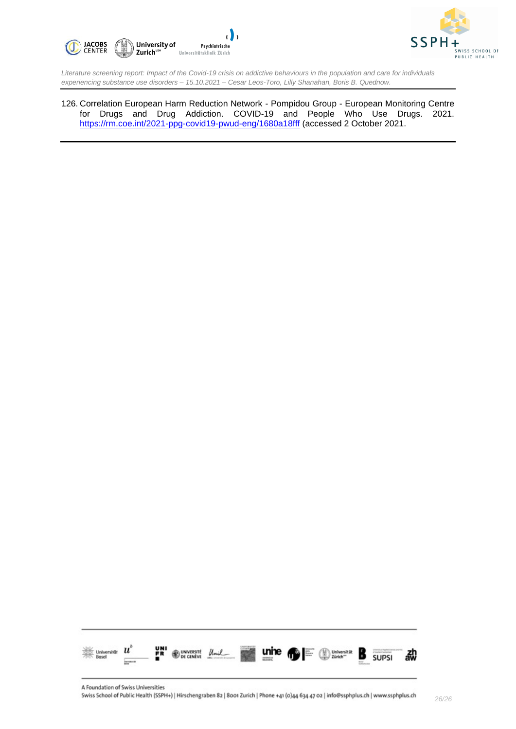126. Correlation European Harm Reduction Network - Pompidou Group - European Monitoring Centre for Drugs and Drug Addiction. COVID-19 and People Who Use Drugs. 2021. https://rm.coe.int/2021-ppg-covid19-pwud-eng/1680a18fff (accessed 2 October 2021.